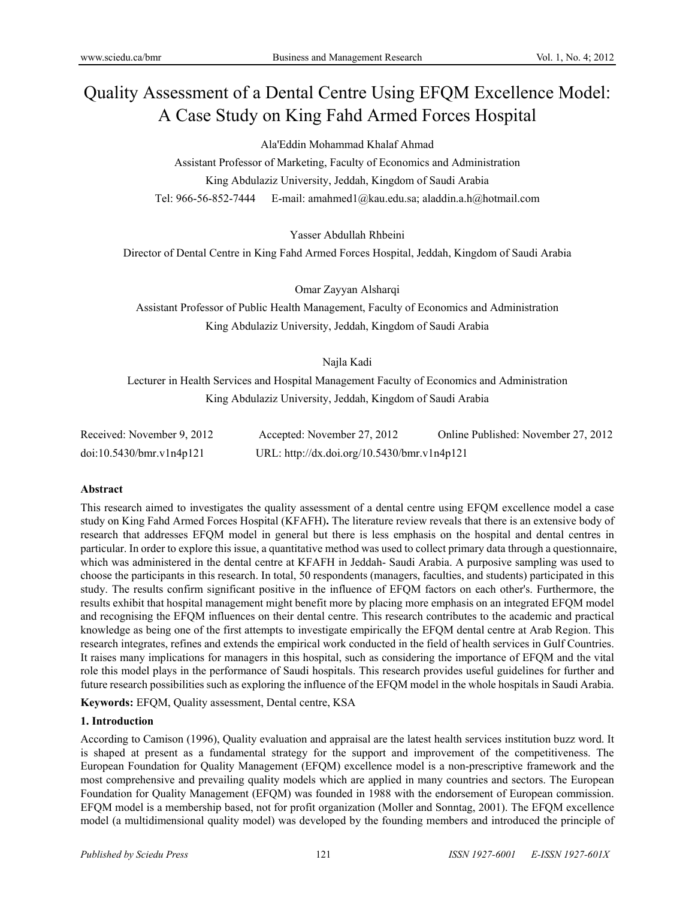# Quality Assessment of a Dental Centre Using EFQM Excellence Model: A Case Study on King Fahd Armed Forces Hospital

Ala'Eddin Mohammad Khalaf Ahmad

Assistant Professor of Marketing, Faculty of Economics and Administration

King Abdulaziz University, Jeddah, Kingdom of Saudi Arabia

Tel: 966-56-852-7444 E-mail: amahmed1@kau.edu.sa; aladdin.a.h@hotmail.com

Yasser Abdullah Rhbeini

Director of Dental Centre in King Fahd Armed Forces Hospital, Jeddah, Kingdom of Saudi Arabia

Omar Zayyan Alsharqi

Assistant Professor of Public Health Management, Faculty of Economics and Administration

King Abdulaziz University, Jeddah, Kingdom of Saudi Arabia

Najla Kadi

Lecturer in Health Services and Hospital Management Faculty of Economics and Administration

King Abdulaziz University, Jeddah, Kingdom of Saudi Arabia

Received: November 9, 2012 Accepted: November 27, 2012 Online Published: November 27, 2012

doi:10.5430/bmr.v1n4p121 URL: http://dx.doi.org/10.5430/bmr.v1n4p121

**Abstract**

This research aimed to investigates the quality assessment of a dental centre using EFQM excellence model a case study on King Fahd Armed Forces Hospital (KFAFH)**.** The literature review reveals that there is an extensive body of research that addresses EFQM model in general but there is less emphasis on the hospital and dental centres in particular. In order to explore this issue, a quantitative method was used to collect primary data through a questionnaire, which was administered in the dental centre at KFAFH in Jeddah- Saudi Arabia. A purposive sampling was used to choose the participants in this research. In total, 50 respondents (managers, faculties, and students) participated in this study. The results confirm significant positive in the influence of EFQM factors on each other's. Furthermore, the results exhibit that hospital management might benefit more by placing more emphasis on an integrated EFQM model and recognising the EFQM influences on their dental centre. This research contributes to the academic and practical knowledge as being one of the first attempts to investigate empirically the EFQM dental centre at Arab Region. This research integrates, refines and extends the empirical work conducted in the field of health services in Gulf Countries. It raises many implications for managers in this hospital, such as considering the importance of EFQM and the vital role this model plays in the performance of Saudi hospitals. This research provides useful guidelines for further and future research possibilities such as exploring the influence of the EFQM model in the whole hospitals in Saudi Arabia.

**Keywords:** EFQM, Quality assessment, Dental centre, KSA

## 1. Introduction

According to Camison (1996), Quality evaluation and appraisal are the latest health services institution buzz word. It is shaped at present as a fundamental strategy for the support and improvement of the competitiveness. The European Foundation for Quality Management (EFQM) excellence model is a non-prescriptive framework and the most comprehensive and prevailing quality models which are applied in many countries and sectors. The European Foundation for Quality Management (EFQM) was founded in 1988 with the endorsement of European commission. EFQM model is a membership based, not for profit organization (Moller and Sonntag, 2001). The EFQM excellence model (a multidimensional quality model) was developed by the founding members and introduced the principle of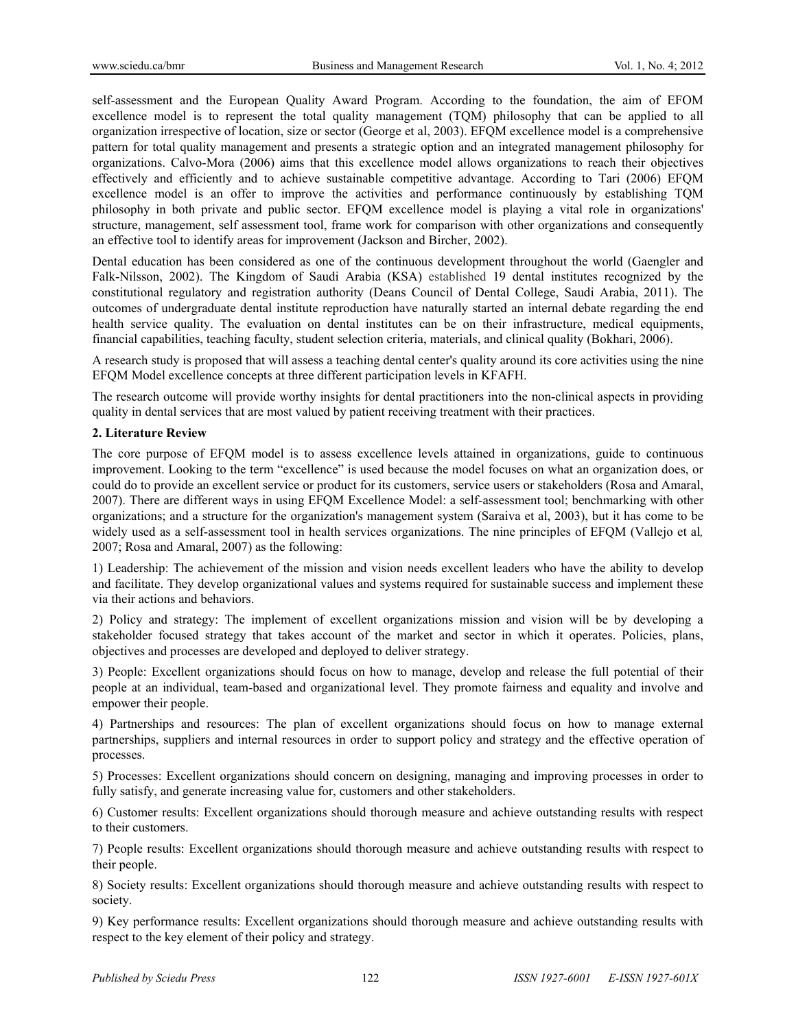self-assessment and the European Quality Award Program. According to the foundation, the aim of EFOM excellence model is to represent the total quality management (TQM) philosophy that can be applied to all organization irrespective of location, size or sector (George et al, 2003). EFQM excellence model is a comprehensive pattern for total quality management and presents a strategic option and an integrated management philosophy for organizations. Calvo-Mora (2006) aims that this excellence model allows organizations to reach their objectives effectively and efficiently and to achieve sustainable competitive advantage. According to Tari (2006) EFQM excellence model is an offer to improve the activities and performance continuously by establishing TQM philosophy in both private and public sector. EFQM excellence model is playing a vital role in organizations' structure, management, self assessment tool, frame work for comparison with other organizations and consequently an effective tool to identify areas for improvement (Jackson and Bircher, 2002).

Dental education has been considered as one of the continuous development throughout the world (Gaengler and Falk-Nilsson, 2002). The Kingdom of Saudi Arabia (KSA) established 19 dental institutes recognized by the constitutional regulatory and registration authority (Deans Council of Dental College, Saudi Arabia, 2011). The outcomes of undergraduate dental institute reproduction have naturally started an internal debate regarding the end health service quality. The evaluation on dental institutes can be on their infrastructure, medical equipments, financial capabilities, teaching faculty, student selection criteria, materials, and clinical quality (Bokhari, 2006).

A research study is proposed that will assess a teaching dental center's quality around its core activities using the nine EFQM Model excellence concepts at three different participation levels in KFAFH.

The research outcome will provide worthy insights for dental practitioners into the non-clinical aspects in providing quality in dental services that are most valued by patient receiving treatment with their practices.

## 2. Literature Review

The core purpose of EFQM model is to assess excellence levels attained in organizations, guide to continuous improvement. Looking to the term "excellence" is used because the model focuses on what an organization does, or could do to provide an excellent service or product for its customers, service users or stakeholders (Rosa and Amaral, 2007). There are different ways in using EFQM Excellence Model: a self-assessment tool; benchmarking with other organizations; and a structure for the organization's management system (Saraiva et al, 2003), but it has come to be widely used as a self-assessment tool in health services organizations. The nine principles of EFQM (Vallejo et al*,* 2007; Rosa and Amaral, 2007) as the following:

1) Leadership: The achievement of the mission and vision needs excellent leaders who have the ability to develop and facilitate. They develop organizational values and systems required for sustainable success and implement these via their actions and behaviors.

2) Policy and strategy: The implement of excellent organizations mission and vision will be by developing a stakeholder focused strategy that takes account of the market and sector in which it operates. Policies, plans, objectives and processes are developed and deployed to deliver strategy.

3) People: Excellent organizations should focus on how to manage, develop and release the full potential of their people at an individual, team-based and organizational level. They promote fairness and equality and involve and empower their people.

4) Partnerships and resources: The plan of excellent organizations should focus on how to manage external partnerships, suppliers and internal resources in order to support policy and strategy and the effective operation of processes.

5) Processes: Excellent organizations should concern on designing, managing and improving processes in order to fully satisfy, and generate increasing value for, customers and other stakeholders.

6) Customer results: Excellent organizations should thorough measure and achieve outstanding results with respect to their customers.

7) People results: Excellent organizations should thorough measure and achieve outstanding results with respect to their people.

8) Society results: Excellent organizations should thorough measure and achieve outstanding results with respect to society.

9) Key performance results: Excellent organizations should thorough measure and achieve outstanding results with respect to the key element of their policy and strategy.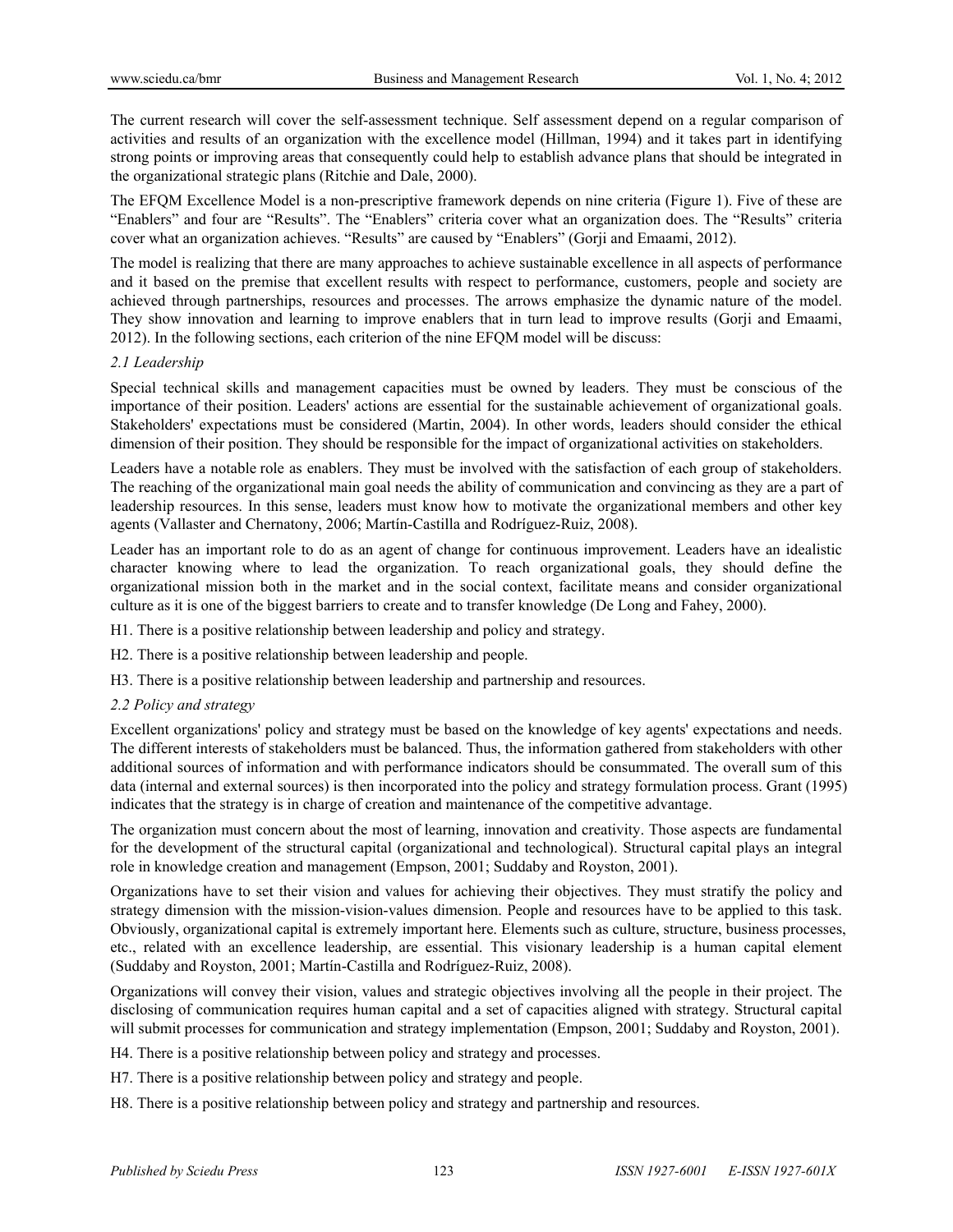The current research will cover the self-assessment technique. Self assessment depend on a regular comparison of activities and results of an organization with the excellence model (Hillman, 1994) and it takes part in identifying strong points or improving areas that consequently could help to establish advance plans that should be integrated in the organizational strategic plans (Ritchie and Dale, 2000).

The EFQM Excellence Model is a non-prescriptive framework depends on nine criteria (Figure 1). Five of these are "Enablers" and four are "Results". The "Enablers" criteria cover what an organization does. The "Results" criteria cover what an organization achieves. "Results" are caused by "Enablers" (Gorji and Emaami, 2012).

The model is realizing that there are many approaches to achieve sustainable excellence in all aspects of performance and it based on the premise that excellent results with respect to performance, customers, people and society are achieved through partnerships, resources and processes. The arrows emphasize the dynamic nature of the model. They show innovation and learning to improve enablers that in turn lead to improve results (Gorji and Emaami, 2012). In the following sections, each criterion of the nine EFQM model will be discuss:

### *2.1 Leadership*

Special technical skills and management capacities must be owned by leaders. They must be conscious of the importance of their position. Leaders' actions are essential for the sustainable achievement of organizational goals. Stakeholders' expectations must be considered (Martin, 2004). In other words, leaders should consider the ethical dimension of their position. They should be responsible for the impact of organizational activities on stakeholders.

Leaders have a notable role as enablers. They must be involved with the satisfaction of each group of stakeholders. The reaching of the organizational main goal needs the ability of communication and convincing as they are a part of leadership resources. In this sense, leaders must know how to motivate the organizational members and other key agents (Vallaster and Chernatony, 2006; Martín-Castilla and Rodríguez-Ruiz, 2008).

Leader has an important role to do as an agent of change for continuous improvement. Leaders have an idealistic character knowing where to lead the organization. To reach organizational goals, they should define the organizational mission both in the market and in the social context, facilitate means and consider organizational culture as it is one of the biggest barriers to create and to transfer knowledge (De Long and Fahey, 2000).

H1. There is a positive relationship between leadership and policy and strategy.

H2. There is a positive relationship between leadership and people.

H3. There is a positive relationship between leadership and partnership and resources.

### *2.2 Policy and strategy*

Excellent organizations' policy and strategy must be based on the knowledge of key agents' expectations and needs. The different interests of stakeholders must be balanced. Thus, the information gathered from stakeholders with other additional sources of information and with performance indicators should be consummated. The overall sum of this data (internal and external sources) is then incorporated into the policy and strategy formulation process. Grant (1995) indicates that the strategy is in charge of creation and maintenance of the competitive advantage.

The organization must concern about the most of learning, innovation and creativity. Those aspects are fundamental for the development of the structural capital (organizational and technological). Structural capital plays an integral role in knowledge creation and management (Empson, 2001; Suddaby and Royston, 2001).

Organizations have to set their vision and values for achieving their objectives. They must stratify the policy and strategy dimension with the mission-vision-values dimension. People and resources have to be applied to this task. Obviously, organizational capital is extremely important here. Elements such as culture, structure, business processes, etc., related with an excellence leadership, are essential. This visionary leadership is a human capital element (Suddaby and Royston, 2001; Martín-Castilla and Rodríguez-Ruiz, 2008).

Organizations will convey their vision, values and strategic objectives involving all the people in their project. The disclosing of communication requires human capital and a set of capacities aligned with strategy. Structural capital will submit processes for communication and strategy implementation (Empson, 2001; Suddaby and Royston, 2001).

H4. There is a positive relationship between policy and strategy and processes.

H7. There is a positive relationship between policy and strategy and people.

H8. There is a positive relationship between policy and strategy and partnership and resources.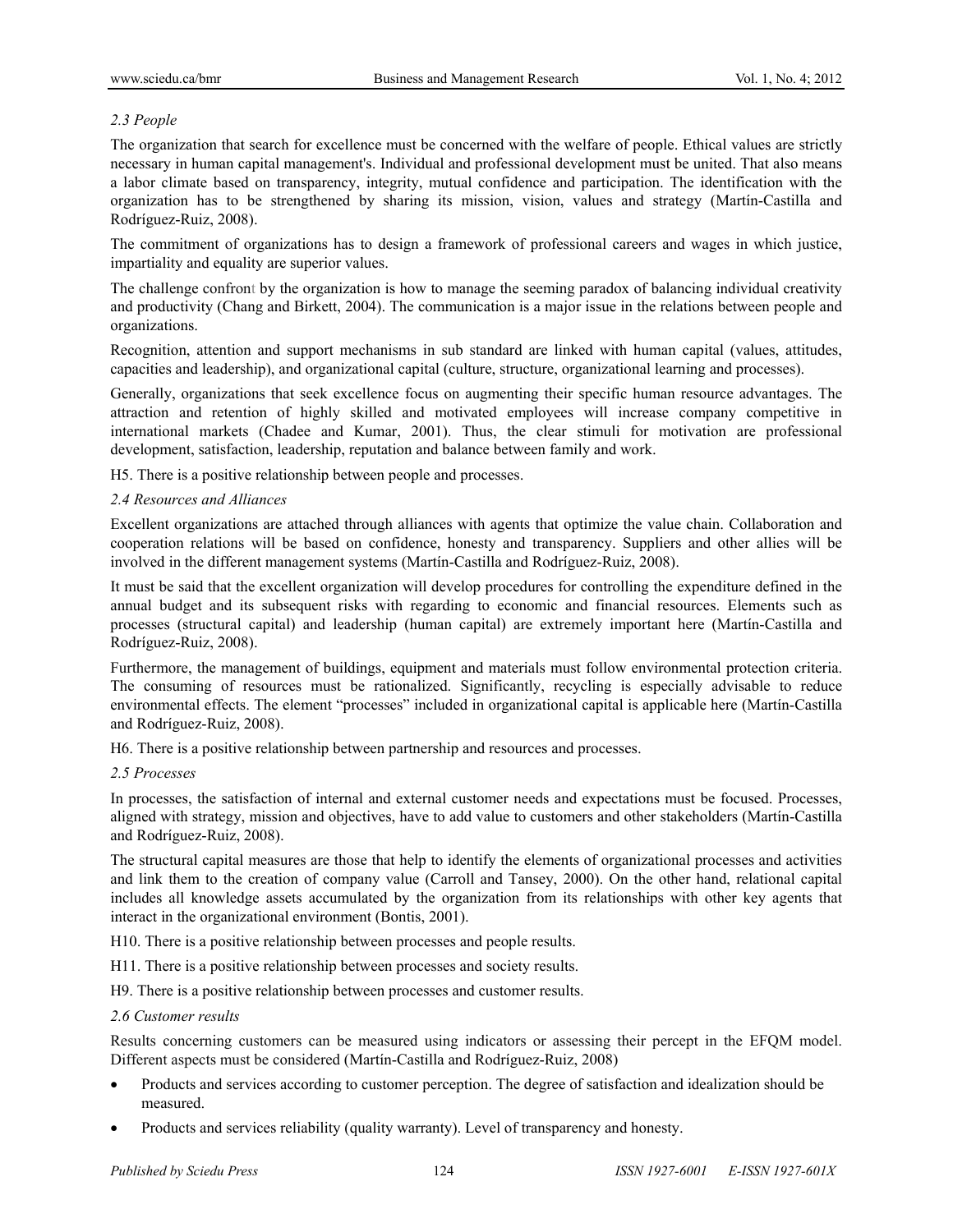*2.3 People*

The organization that search for excellence must be concerned with the welfare of people. Ethical values are strictly necessary in human capital management's. Individual and professional development must be united. That also means a labor climate based on transparency, integrity, mutual confidence and participation. The identification with the organization has to be strengthened by sharing its mission, vision, values and strategy (Martín-Castilla and Rodríguez-Ruiz, 2008).

The commitment of organizations has to design a framework of professional careers and wages in which justice, impartiality and equality are superior values.

The challenge confront by the organization is how to manage the seeming paradox of balancing individual creativity and productivity (Chang and Birkett, 2004). The communication is a major issue in the relations between people and organizations.

Recognition, attention and support mechanisms in sub standard are linked with human capital (values, attitudes, capacities and leadership), and organizational capital (culture, structure, organizational learning and processes).

Generally, organizations that seek excellence focus on augmenting their specific human resource advantages. The attraction and retention of highly skilled and motivated employees will increase company competitive in international markets (Chadee and Kumar, 2001). Thus, the clear stimuli for motivation are professional development, satisfaction, leadership, reputation and balance between family and work.

H5. There is a positive relationship between people and processes.

*2.4 Resources and Alliances*

Excellent organizations are attached through alliances with agents that optimize the value chain. Collaboration and cooperation relations will be based on confidence, honesty and transparency. Suppliers and other allies will be involved in the different management systems (Martín-Castilla and Rodríguez-Ruiz, 2008).

It must be said that the excellent organization will develop procedures for controlling the expenditure defined in the annual budget and its subsequent risks with regarding to economic and financial resources. Elements such as processes (structural capital) and leadership (human capital) are extremely important here (Martín-Castilla and Rodríguez-Ruiz, 2008).

Furthermore, the management of buildings, equipment and materials must follow environmental protection criteria. The consuming of resources must be rationalized. Significantly, recycling is especially advisable to reduce environmental effects. The element "processes" included in organizational capital is applicable here (Martín-Castilla and Rodríguez-Ruiz, 2008).

H6. There is a positive relationship between partnership and resources and processes.

*2.5 Processes*

In processes, the satisfaction of internal and external customer needs and expectations must be focused. Processes, aligned with strategy, mission and objectives, have to add value to customers and other stakeholders (Martín-Castilla and Rodríguez-Ruiz, 2008).

The structural capital measures are those that help to identify the elements of organizational processes and activities and link them to the creation of company value (Carroll and Tansey, 2000). On the other hand, relational capital includes all knowledge assets accumulated by the organization from its relationships with other key agents that interact in the organizational environment (Bontis, 2001).

H10. There is a positive relationship between processes and people results.

H11. There is a positive relationship between processes and society results.

H9. There is a positive relationship between processes and customer results.

*2.6 Customer results*

Results concerning customers can be measured using indicators or assessing their percept in the EFQM model. Different aspects must be considered (Martín-Castilla and Rodríguez-Ruiz, 2008)

- Products and services according to customer perception. The degree of satisfaction and idealization should be measured.
- Products and services reliability (quality warranty). Level of transparency and honesty.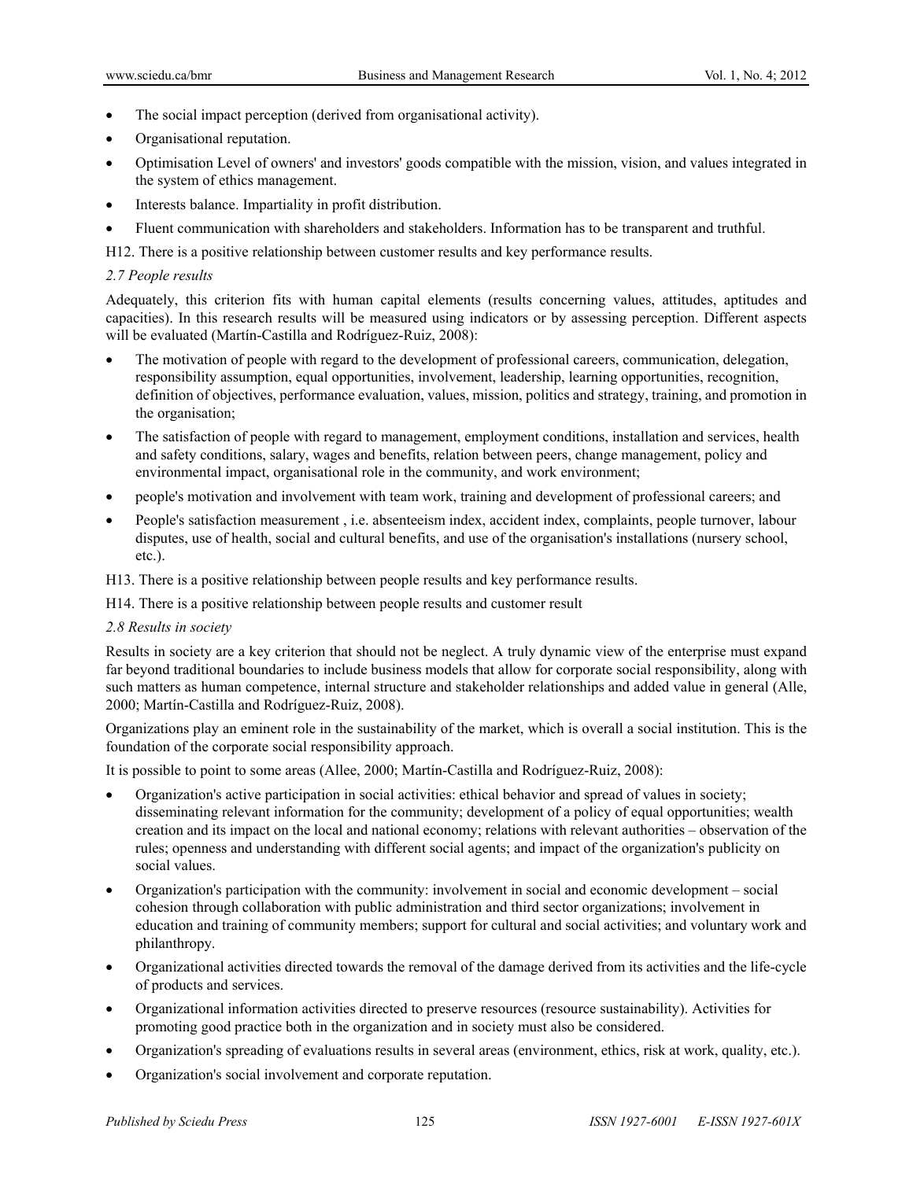- The social impact perception (derived from organisational activity).
- Organisational reputation.
- Optimisation Level of owners' and investors' goods compatible with the mission, vision, and values integrated in the system of ethics management.
- Interests balance. Impartiality in profit distribution.
- Fluent communication with shareholders and stakeholders. Information has to be transparent and truthful.

H12. There is a positive relationship between customer results and key performance results.

### *2.7 People results*

Adequately, this criterion fits with human capital elements (results concerning values, attitudes, aptitudes and capacities). In this research results will be measured using indicators or by assessing perception. Different aspects will be evaluated (Martín-Castilla and Rodríguez-Ruiz, 2008):

- The motivation of people with regard to the development of professional careers, communication, delegation, responsibility assumption, equal opportunities, involvement, leadership, learning opportunities, recognition, definition of objectives, performance evaluation, values, mission, politics and strategy, training, and promotion in the organisation;
- The satisfaction of people with regard to management, employment conditions, installation and services, health and safety conditions, salary, wages and benefits, relation between peers, change management, policy and environmental impact, organisational role in the community, and work environment;
- people's motivation and involvement with team work, training and development of professional careers; and
- People's satisfaction measurement , i.e. absenteeism index, accident index, complaints, people turnover, labour disputes, use of health, social and cultural benefits, and use of the organisation's installations (nursery school, etc.).

H13. There is a positive relationship between people results and key performance results.

H14. There is a positive relationship between people results and customer result

### *2.8 Results in society*

Results in society are a key criterion that should not be neglect. A truly dynamic view of the enterprise must expand far beyond traditional boundaries to include business models that allow for corporate social responsibility, along with such matters as human competence, internal structure and stakeholder relationships and added value in general (Alle, 2000; Martín-Castilla and Rodríguez-Ruiz, 2008).

Organizations play an eminent role in the sustainability of the market, which is overall a social institution. This is the foundation of the corporate social responsibility approach.

It is possible to point to some areas (Allee, 2000; Martín-Castilla and Rodríguez-Ruiz, 2008):

- Organization's active participation in social activities: ethical behavior and spread of values in society; disseminating relevant information for the community; development of a policy of equal opportunities; wealth creation and its impact on the local and national economy; relations with relevant authorities – observation of the rules; openness and understanding with different social agents; and impact of the organization's publicity on social values.
- Organization's participation with the community: involvement in social and economic development – social cohesion through collaboration with public administration and third sector organizations; involvement in education and training of community members; support for cultural and social activities; and voluntary work and philanthropy.
- Organizational activities directed towards the removal of the damage derived from its activities and the life-cycle of products and services.
- Organizational information activities directed to preserve resources (resource sustainability). Activities for promoting good practice both in the organization and in society must also be considered.
- Organization's spreading of evaluations results in several areas (environment, ethics, risk at work, quality, etc.).
- Organization's social involvement and corporate reputation.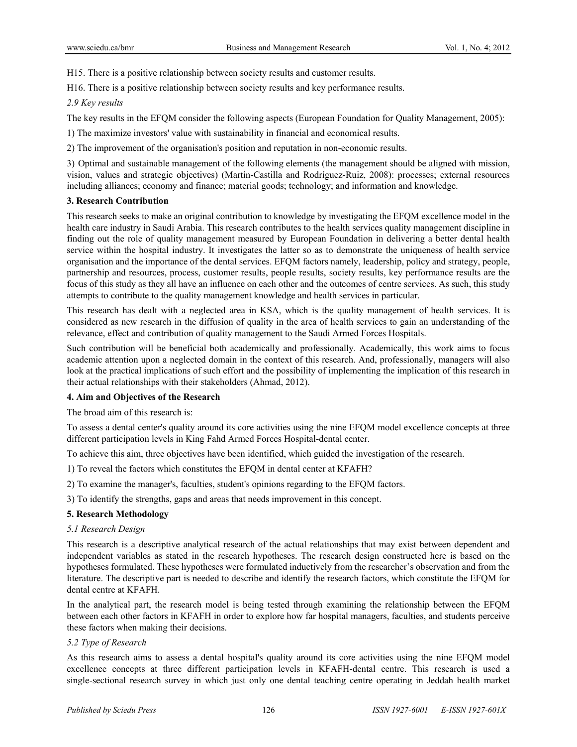H15. There is a positive relationship between society results and customer results.

H16. There is a positive relationship between society results and key performance results.

### *2.9 Key results*

The key results in the EFQM consider the following aspects (European Foundation for Quality Management, 2005):

1) The maximize investors' value with sustainability in financial and economical results.

2) The improvement of the organisation's position and reputation in non-economic results.

3) Optimal and sustainable management of the following elements (the management should be aligned with mission, vision, values and strategic objectives) (Martín-Castilla and Rodríguez-Ruiz, 2008): processes; external resources including alliances; economy and finance; material goods; technology; and information and knowledge.

## 3. Research Contribution

This research seeks to make an original contribution to knowledge by investigating the EFQM excellence model in the health care industry in Saudi Arabia. This research contributes to the health services quality management discipline in finding out the role of quality management measured by European Foundation in delivering a better dental health service within the hospital industry. It investigates the latter so as to demonstrate the uniqueness of health service organisation and the importance of the dental services. EFQM factors namely, leadership, policy and strategy, people, partnership and resources, process, customer results, people results, society results, key performance results are the focus of this study as they all have an influence on each other and the outcomes of centre services. As such, this study attempts to contribute to the quality management knowledge and health services in particular.

This research has dealt with a neglected area in KSA, which is the quality management of health services. It is considered as new research in the diffusion of quality in the area of health services to gain an understanding of the relevance, effect and contribution of quality management to the Saudi Armed Forces Hospitals.

Such contribution will be beneficial both academically and professionally. Academically, this work aims to focus academic attention upon a neglected domain in the context of this research. And, professionally, managers will also look at the practical implications of such effort and the possibility of implementing the implication of this research in their actual relationships with their stakeholders (Ahmad, 2012).

## 4. Aim and Objectives of the Research

The broad aim of this research is:

To assess a dental center's quality around its core activities using the nine EFQM model excellence concepts at three different participation levels in King Fahd Armed Forces Hospital-dental center.

To achieve this aim, three objectives have been identified, which guided the investigation of the research.

1) To reveal the factors which constitutes the EFQM in dental center at KFAFH?

2) To examine the manager's, faculties, student's opinions regarding to the EFQM factors.

3) To identify the strengths, gaps and areas that needs improvement in this concept.

## 5. Research Methodology

### *5.1 Research Design*

This research is a descriptive analytical research of the actual relationships that may exist between dependent and independent variables as stated in the research hypotheses. The research design constructed here is based on the hypotheses formulated. These hypotheses were formulated inductively from the researcher's observation and from the literature. The descriptive part is needed to describe and identify the research factors, which constitute the EFQM for dental centre at KFAFH.

In the analytical part, the research model is being tested through examining the relationship between the EFQM between each other factors in KFAFH in order to explore how far hospital managers, faculties, and students perceive these factors when making their decisions.

### *5.2 Type of Research*

As this research aims to assess a dental hospital's quality around its core activities using the nine EFQM model excellence concepts at three different participation levels in KFAFH-dental centre. This research is used a single-sectional research survey in which just only one dental teaching centre operating in Jeddah health market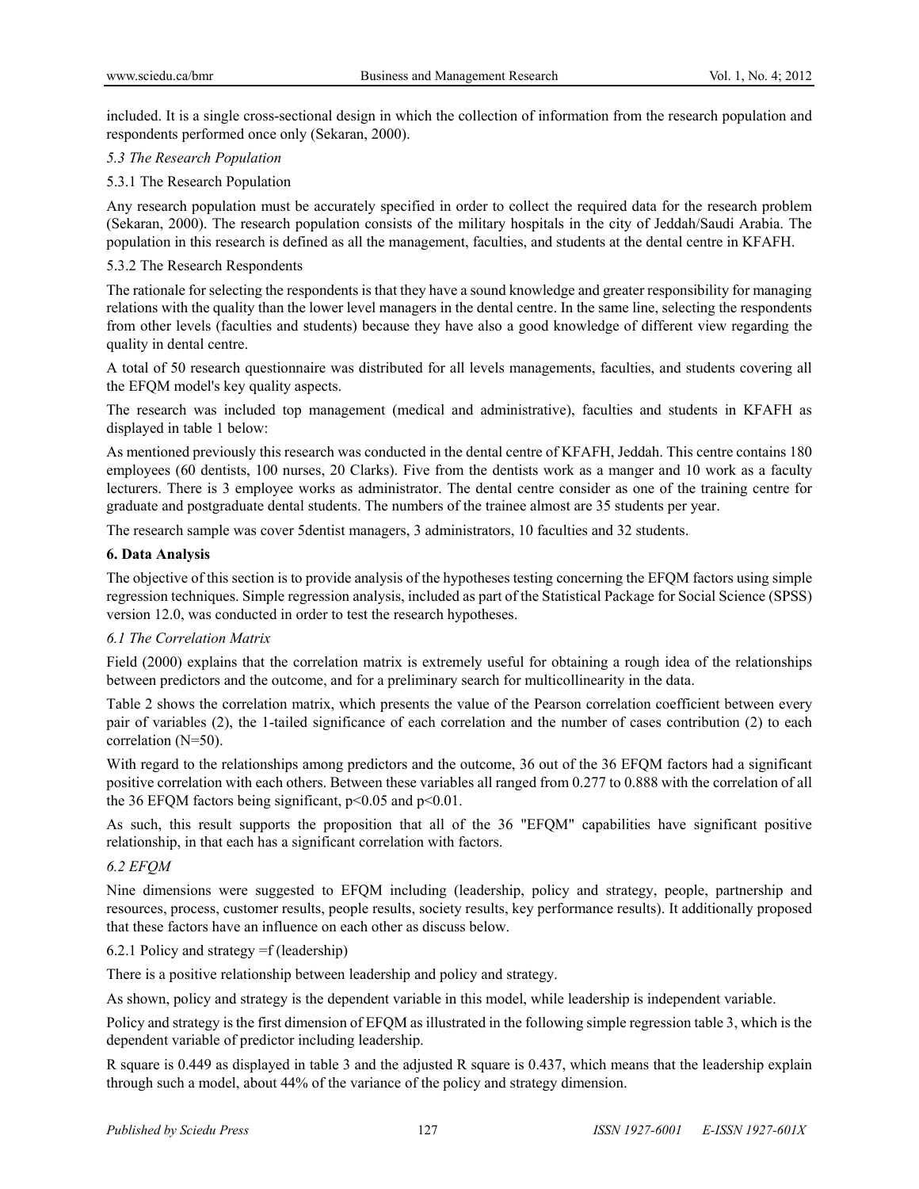included. It is a single cross-sectional design in which the collection of information from the research population and respondents performed once only (Sekaran, 2000).

### *5.3 The Research Population*

#### 5.3.1 The Research Population

Any research population must be accurately specified in order to collect the required data for the research problem (Sekaran, 2000). The research population consists of the military hospitals in the city of Jeddah/Saudi Arabia. The population in this research is defined as all the management, faculties, and students at the dental centre in KFAFH.

#### 5.3.2 The Research Respondents

The rationale for selecting the respondents is that they have a sound knowledge and greater responsibility for managing relations with the quality than the lower level managers in the dental centre. In the same line, selecting the respondents from other levels (faculties and students) because they have also a good knowledge of different view regarding the quality in dental centre.

A total of 50 research questionnaire was distributed for all levels managements, faculties, and students covering all the EFQM model's key quality aspects.

The research was included top management (medical and administrative), faculties and students in KFAFH as displayed in table 1 below:

As mentioned previously this research was conducted in the dental centre of KFAFH, Jeddah. This centre contains 180 employees (60 dentists, 100 nurses, 20 Clarks). Five from the dentists work as a manger and 10 work as a faculty lecturers. There is 3 employee works as administrator. The dental centre consider as one of the training centre for graduate and postgraduate dental students. The numbers of the trainee almost are 35 students per year.

The research sample was cover 5dentist managers, 3 administrators, 10 faculties and 32 students.

## 6. Data Analysis

The objective of this section is to provide analysis of the hypotheses testing concerning the EFQM factors using simple regression techniques. Simple regression analysis, included as part of the Statistical Package for Social Science (SPSS) version 12.0, was conducted in order to test the research hypotheses.

### *6.1 The Correlation Matrix*

Field (2000) explains that the correlation matrix is extremely useful for obtaining a rough idea of the relationships between predictors and the outcome, and for a preliminary search for multicollinearity in the data.

Table 2 shows the correlation matrix, which presents the value of the Pearson correlation coefficient between every pair of variables (2), the 1-tailed significance of each correlation and the number of cases contribution (2) to each correlation (N=50).

With regard to the relationships among predictors and the outcome, 36 out of the 36 EFQM factors had a significant positive correlation with each others. Between these variables all ranged from 0.277 to 0.888 with the correlation of all the 36 EFQM factors being significant, $p<0.05$ and $p<0.01$.

As such, this result supports the proposition that all of the 36 "EFQM" capabilities have significant positive relationship, in that each has a significant correlation with factors.

### *6.2 EFQM*

Nine dimensions were suggested to EFQM including (leadership, policy and strategy, people, partnership and resources, process, customer results, people results, society results, key performance results). It additionally proposed that these factors have an influence on each other as discuss below.

#### 6.2.1 Policy and strategy =f (leadership)

There is a positive relationship between leadership and policy and strategy.

As shown, policy and strategy is the dependent variable in this model, while leadership is independent variable.

Policy and strategy is the first dimension of EFQM as illustrated in the following simple regression table 3, which is the dependent variable of predictor including leadership.

R square is 0.449 as displayed in table 3 and the adjusted R square is 0.437, which means that the leadership explain through such a model, about 44% of the variance of the policy and strategy dimension.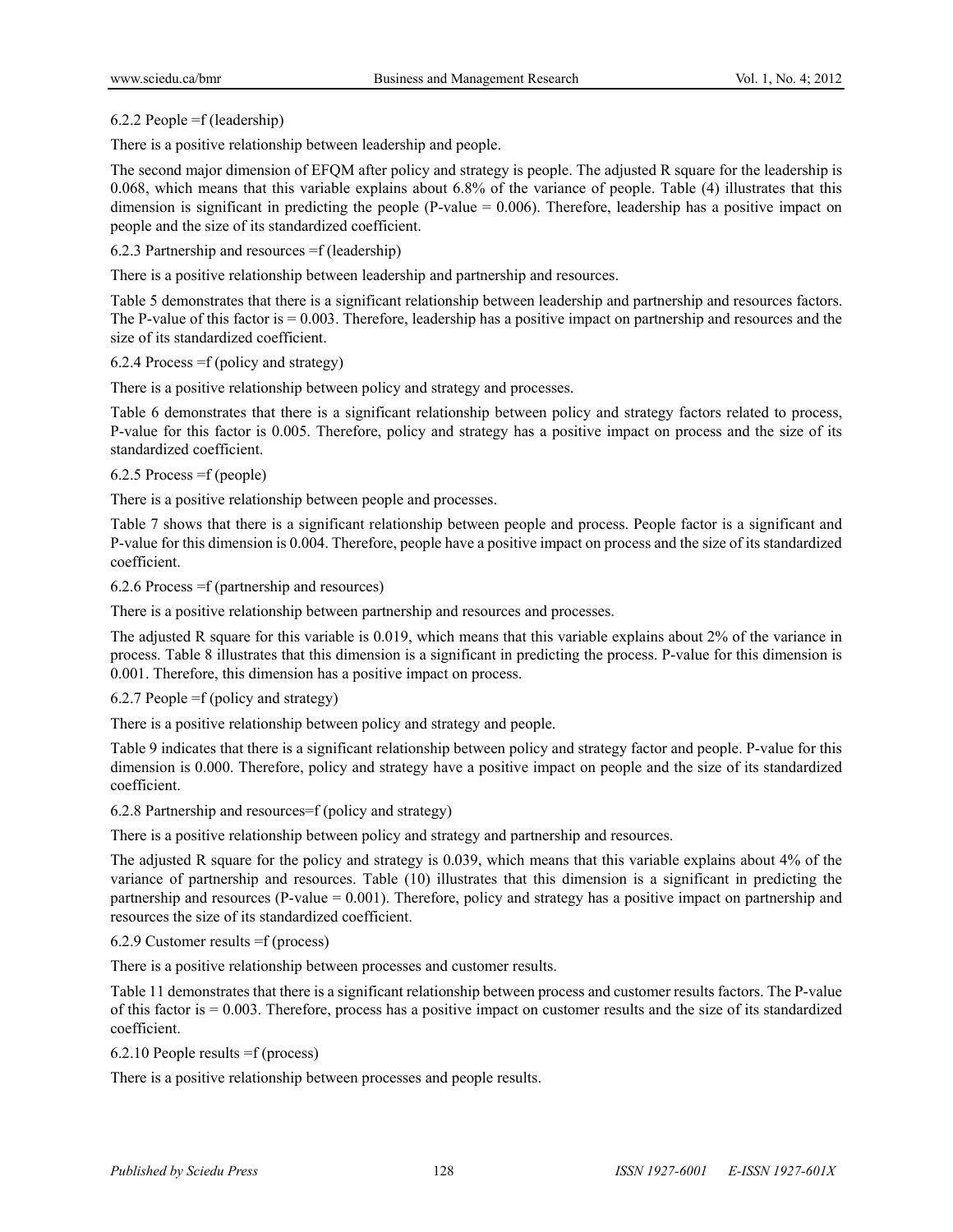#### 6.2.2 People =f (leadership)

There is a positive relationship between leadership and people.

The second major dimension of EFQM after policy and strategy is people. The adjusted R square for the leadership is 0.068, which means that this variable explains about 6.8% of the variance of people. Table (4) illustrates that this dimension is significant in predicting the people (P-value = 0.006). Therefore, leadership has a positive impact on people and the size of its standardized coefficient.

#### 6.2.3 Partnership and resources =f (leadership)

There is a positive relationship between leadership and partnership and resources.

Table 5 demonstrates that there is a significant relationship between leadership and partnership and resources factors. The P-value of this factor is = 0.003. Therefore, leadership has a positive impact on partnership and resources and the size of its standardized coefficient.

#### 6.2.4 Process =f (policy and strategy)

There is a positive relationship between policy and strategy and processes.

Table 6 demonstrates that there is a significant relationship between policy and strategy factors related to process, P-value for this factor is 0.005. Therefore, policy and strategy has a positive impact on process and the size of its standardized coefficient.

#### 6.2.5 Process =f (people)

There is a positive relationship between people and processes.

Table 7 shows that there is a significant relationship between people and process. People factor is a significant and P-value for this dimension is 0.004. Therefore, people have a positive impact on process and the size of its standardized coefficient.

#### 6.2.6 Process =f (partnership and resources)

There is a positive relationship between partnership and resources and processes.

The adjusted R square for this variable is 0.019, which means that this variable explains about 2% of the variance in process. Table 8 illustrates that this dimension is a significant in predicting the process. P-value for this dimension is 0.001. Therefore, this dimension has a positive impact on process.

#### 6.2.7 People =f (policy and strategy)

There is a positive relationship between policy and strategy and people.

Table 9 indicates that there is a significant relationship between policy and strategy factor and people. P-value for this dimension is 0.000. Therefore, policy and strategy have a positive impact on people and the size of its standardized coefficient.

#### 6.2.8 Partnership and resources=f (policy and strategy)

There is a positive relationship between policy and strategy and partnership and resources.

The adjusted R square for the policy and strategy is 0.039, which means that this variable explains about 4% of the variance of partnership and resources. Table (10) illustrates that this dimension is a significant in predicting the partnership and resources (P-value = 0.001). Therefore, policy and strategy has a positive impact on partnership and resources the size of its standardized coefficient.

#### 6.2.9 Customer results =f (process)

There is a positive relationship between processes and customer results.

Table 11 demonstrates that there is a significant relationship between process and customer results factors. The P-value of this factor is = 0.003. Therefore, process has a positive impact on customer results and the size of its standardized coefficient.

#### 6.2.10 People results =f (process)

There is a positive relationship between processes and people results.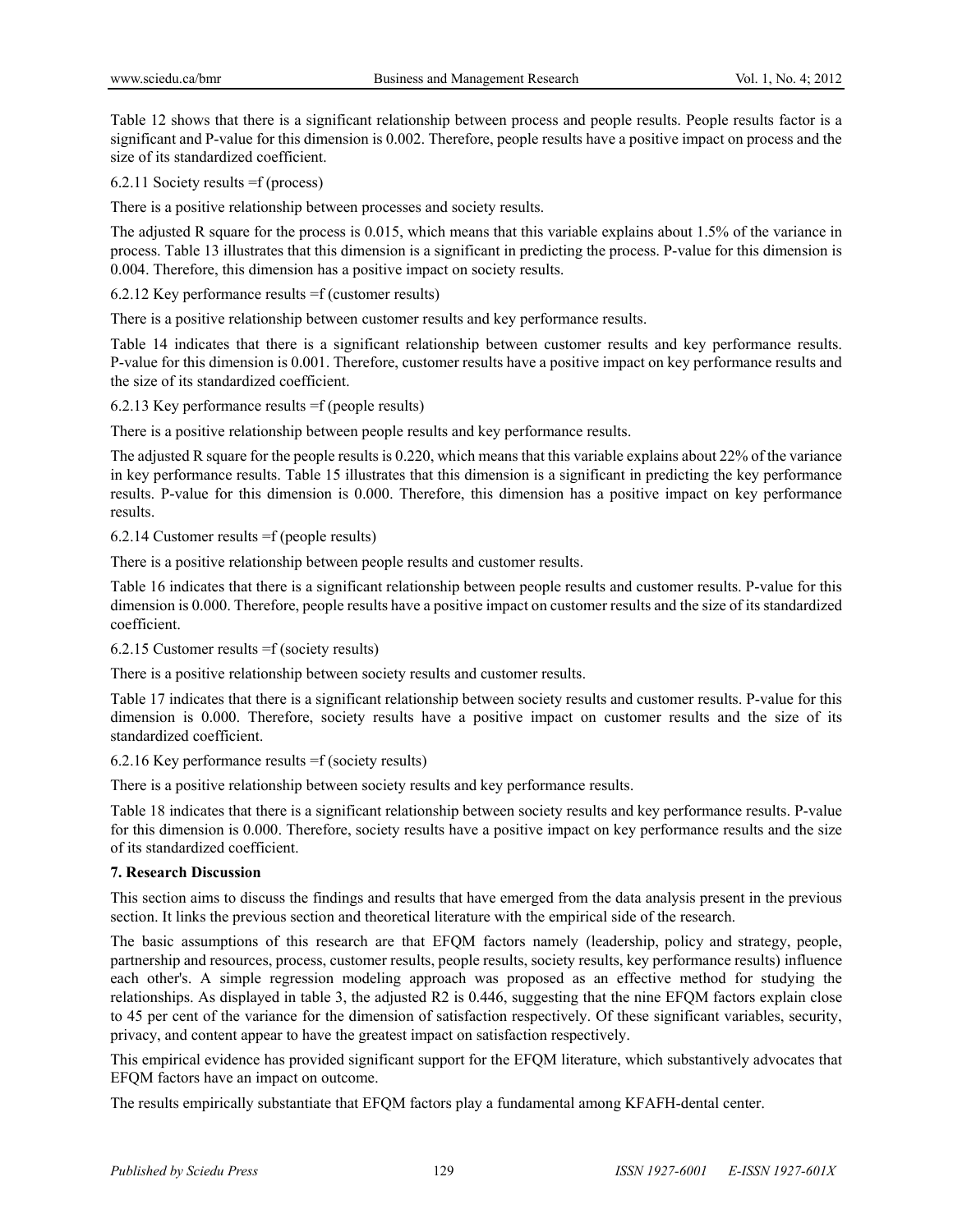Table 12 shows that there is a significant relationship between process and people results. People results factor is a significant and P-value for this dimension is 0.002. Therefore, people results have a positive impact on process and the size of its standardized coefficient.

6.2.11 Society results =f (process)

There is a positive relationship between processes and society results.

The adjusted R square for the process is 0.015, which means that this variable explains about 1.5% of the variance in process. Table 13 illustrates that this dimension is a significant in predicting the process. P-value for this dimension is 0.004. Therefore, this dimension has a positive impact on society results.

6.2.12 Key performance results =f (customer results)

There is a positive relationship between customer results and key performance results.

Table 14 indicates that there is a significant relationship between customer results and key performance results. P-value for this dimension is 0.001. Therefore, customer results have a positive impact on key performance results and the size of its standardized coefficient.

6.2.13 Key performance results =f (people results)

There is a positive relationship between people results and key performance results.

The adjusted R square for the people results is 0.220, which means that this variable explains about 22% of the variance in key performance results. Table 15 illustrates that this dimension is a significant in predicting the key performance results. P-value for this dimension is 0.000. Therefore, this dimension has a positive impact on key performance results.

6.2.14 Customer results =f (people results)

There is a positive relationship between people results and customer results.

Table 16 indicates that there is a significant relationship between people results and customer results. P-value for this dimension is 0.000. Therefore, people results have a positive impact on customer results and the size of its standardized coefficient.

6.2.15 Customer results =f (society results)

There is a positive relationship between society results and customer results.

Table 17 indicates that there is a significant relationship between society results and customer results. P-value for this dimension is 0.000. Therefore, society results have a positive impact on customer results and the size of its standardized coefficient.

6.2.16 Key performance results =f (society results)

There is a positive relationship between society results and key performance results.

Table 18 indicates that there is a significant relationship between society results and key performance results. P-value for this dimension is 0.000. Therefore, society results have a positive impact on key performance results and the size of its standardized coefficient.

## 7. Research Discussion

This section aims to discuss the findings and results that have emerged from the data analysis present in the previous section. It links the previous section and theoretical literature with the empirical side of the research.

The basic assumptions of this research are that EFQM factors namely (leadership, policy and strategy, people, partnership and resources, process, customer results, people results, society results, key performance results) influence each other's. A simple regression modeling approach was proposed as an effective method for studying the relationships. As displayed in table 3, the adjusted R2 is 0.446, suggesting that the nine EFQM factors explain close to 45 per cent of the variance for the dimension of satisfaction respectively. Of these significant variables, security, privacy, and content appear to have the greatest impact on satisfaction respectively.

This empirical evidence has provided significant support for the EFQM literature, which substantively advocates that EFQM factors have an impact on outcome.

The results empirically substantiate that EFQM factors play a fundamental among KFAFH-dental center.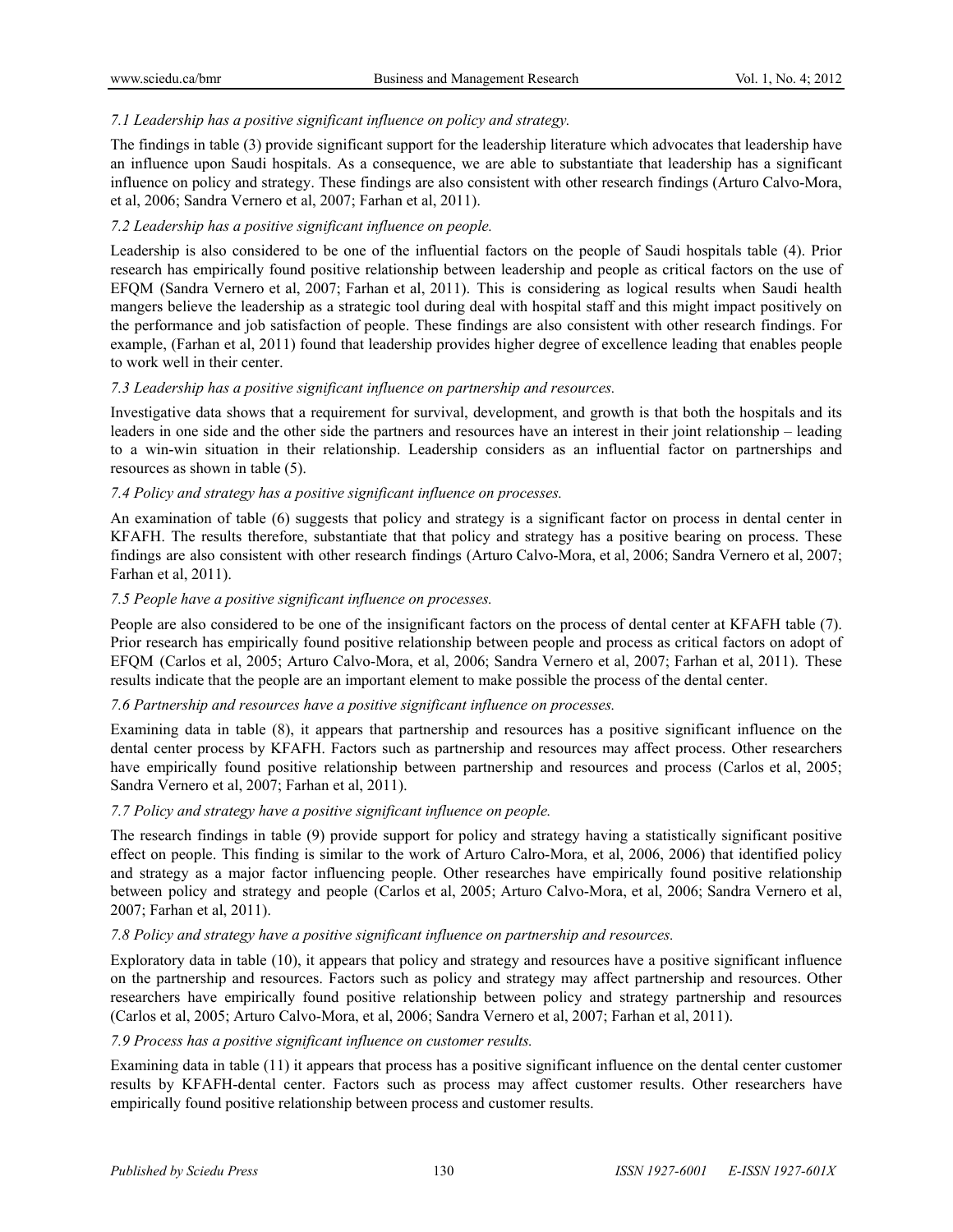*7.1 Leadership has a positive significant influence on policy and strategy.*

The findings in table (3) provide significant support for the leadership literature which advocates that leadership have an influence upon Saudi hospitals. As a consequence, we are able to substantiate that leadership has a significant influence on policy and strategy. These findings are also consistent with other research findings (Arturo Calvo-Mora, et al, 2006; Sandra Vernero et al, 2007; Farhan et al, 2011).

*7.2 Leadership has a positive significant influence on people.*

Leadership is also considered to be one of the influential factors on the people of Saudi hospitals table (4). Prior research has empirically found positive relationship between leadership and people as critical factors on the use of EFQM (Sandra Vernero et al, 2007; Farhan et al, 2011). This is considering as logical results when Saudi health mangers believe the leadership as a strategic tool during deal with hospital staff and this might impact positively on the performance and job satisfaction of people. These findings are also consistent with other research findings. For example, (Farhan et al, 2011) found that leadership provides higher degree of excellence leading that enables people to work well in their center.

*7.3 Leadership has a positive significant influence on partnership and resources.*

Investigative data shows that a requirement for survival, development, and growth is that both the hospitals and its leaders in one side and the other side the partners and resources have an interest in their joint relationship – leading to a win-win situation in their relationship. Leadership considers as an influential factor on partnerships and resources as shown in table (5).

*7.4 Policy and strategy has a positive significant influence on processes.*

An examination of table (6) suggests that policy and strategy is a significant factor on process in dental center in KFAFH. The results therefore, substantiate that that policy and strategy has a positive bearing on process. These findings are also consistent with other research findings (Arturo Calvo-Mora, et al, 2006; Sandra Vernero et al, 2007; Farhan et al, 2011).

*7.5 People have a positive significant influence on processes.*

People are also considered to be one of the insignificant factors on the process of dental center at KFAFH table (7). Prior research has empirically found positive relationship between people and process as critical factors on adopt of EFQM (Carlos et al, 2005; Arturo Calvo-Mora, et al, 2006; Sandra Vernero et al, 2007; Farhan et al, 2011). These results indicate that the people are an important element to make possible the process of the dental center.

*7.6 Partnership and resources have a positive significant influence on processes.*

Examining data in table (8), it appears that partnership and resources has a positive significant influence on the dental center process by KFAFH. Factors such as partnership and resources may affect process. Other researchers have empirically found positive relationship between partnership and resources and process (Carlos et al, 2005; Sandra Vernero et al, 2007; Farhan et al, 2011).

*7.7 Policy and strategy have a positive significant influence on people.*

The research findings in table (9) provide support for policy and strategy having a statistically significant positive effect on people. This finding is similar to the work of Arturo Calro-Mora, et al, 2006, 2006) that identified policy and strategy as a major factor influencing people. Other researches have empirically found positive relationship between policy and strategy and people (Carlos et al, 2005; Arturo Calvo-Mora, et al, 2006; Sandra Vernero et al, 2007; Farhan et al, 2011).

*7.8 Policy and strategy have a positive significant influence on partnership and resources.*

Exploratory data in table (10), it appears that policy and strategy and resources have a positive significant influence on the partnership and resources. Factors such as policy and strategy may affect partnership and resources. Other researchers have empirically found positive relationship between policy and strategy partnership and resources (Carlos et al, 2005; Arturo Calvo-Mora, et al, 2006; Sandra Vernero et al, 2007; Farhan et al, 2011).

*7.9 Process has a positive significant influence on customer results.*

Examining data in table (11) it appears that process has a positive significant influence on the dental center customer results by KFAFH-dental center. Factors such as process may affect customer results. Other researchers have empirically found positive relationship between process and customer results.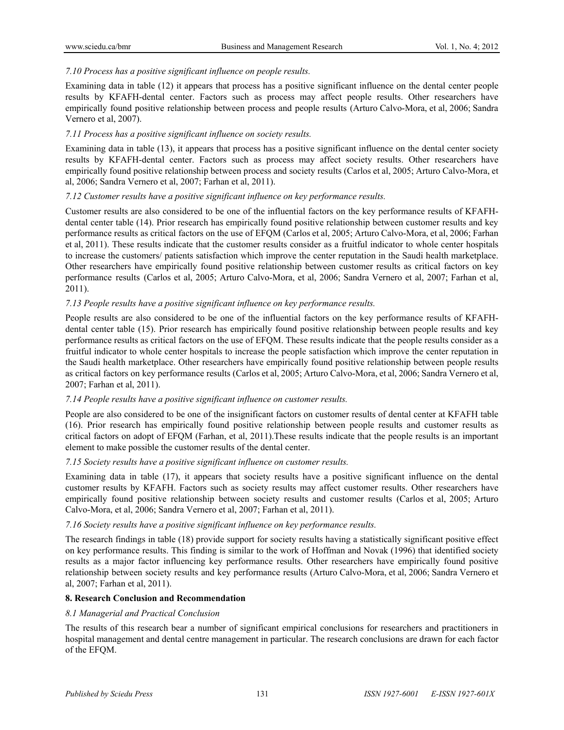*7.10 Process has a positive significant influence on people results.*

Examining data in table (12) it appears that process has a positive significant influence on the dental center people results by KFAFH-dental center. Factors such as process may affect people results. Other researchers have empirically found positive relationship between process and people results (Arturo Calvo-Mora, et al, 2006; Sandra Vernero et al, 2007).

*7.11 Process has a positive significant influence on society results.*

Examining data in table (13), it appears that process has a positive significant influence on the dental center society results by KFAFH-dental center. Factors such as process may affect society results. Other researchers have empirically found positive relationship between process and society results (Carlos et al, 2005; Arturo Calvo-Mora, et al, 2006; Sandra Vernero et al, 2007; Farhan et al, 2011).

*7.12 Customer results have a positive significant influence on key performance results.*

Customer results are also considered to be one of the influential factors on the key performance results of KFAFH-dental center table (14). Prior research has empirically found positive relationship between customer results and key performance results as critical factors on the use of EFQM (Carlos et al, 2005; Arturo Calvo-Mora, et al, 2006; Farhan et al, 2011). These results indicate that the customer results consider as a fruitful indicator to whole center hospitals to increase the customers/ patients satisfaction which improve the center reputation in the Saudi health marketplace. Other researchers have empirically found positive relationship between customer results as critical factors on key performance results (Carlos et al, 2005; Arturo Calvo-Mora, et al, 2006; Sandra Vernero et al, 2007; Farhan et al, 2011).

*7.13 People results have a positive significant influence on key performance results.*

People results are also considered to be one of the influential factors on the key performance results of KFAFH-dental center table (15). Prior research has empirically found positive relationship between people results and key performance results as critical factors on the use of EFQM. These results indicate that the people results consider as a fruitful indicator to whole center hospitals to increase the people satisfaction which improve the center reputation in the Saudi health marketplace. Other researchers have empirically found positive relationship between people results as critical factors on key performance results (Carlos et al, 2005; Arturo Calvo-Mora, et al, 2006; Sandra Vernero et al, 2007; Farhan et al, 2011).

*7.14 People results have a positive significant influence on customer results.*

People are also considered to be one of the insignificant factors on customer results of dental center at KFAFH table (16). Prior research has empirically found positive relationship between people results and customer results as critical factors on adopt of EFQM (Farhan, et al, 2011).These results indicate that the people results is an important element to make possible the customer results of the dental center.

*7.15 Society results have a positive significant influence on customer results.*

Examining data in table (17), it appears that society results have a positive significant influence on the dental customer results by KFAFH. Factors such as society results may affect customer results. Other researchers have empirically found positive relationship between society results and customer results (Carlos et al, 2005; Arturo Calvo-Mora, et al, 2006; Sandra Vernero et al, 2007; Farhan et al, 2011).

*7.16 Society results have a positive significant influence on key performance results.*

The research findings in table (18) provide support for society results having a statistically significant positive effect on key performance results. This finding is similar to the work of Hoffman and Novak (1996) that identified society results as a major factor influencing key performance results. Other researchers have empirically found positive relationship between society results and key performance results (Arturo Calvo-Mora, et al, 2006; Sandra Vernero et al, 2007; Farhan et al, 2011).

## 8. Research Conclusion and Recommendation

*8.1 Managerial and Practical Conclusion*

The results of this research bear a number of significant empirical conclusions for researchers and practitioners in hospital management and dental centre management in particular. The research conclusions are drawn for each factor of the EFQM.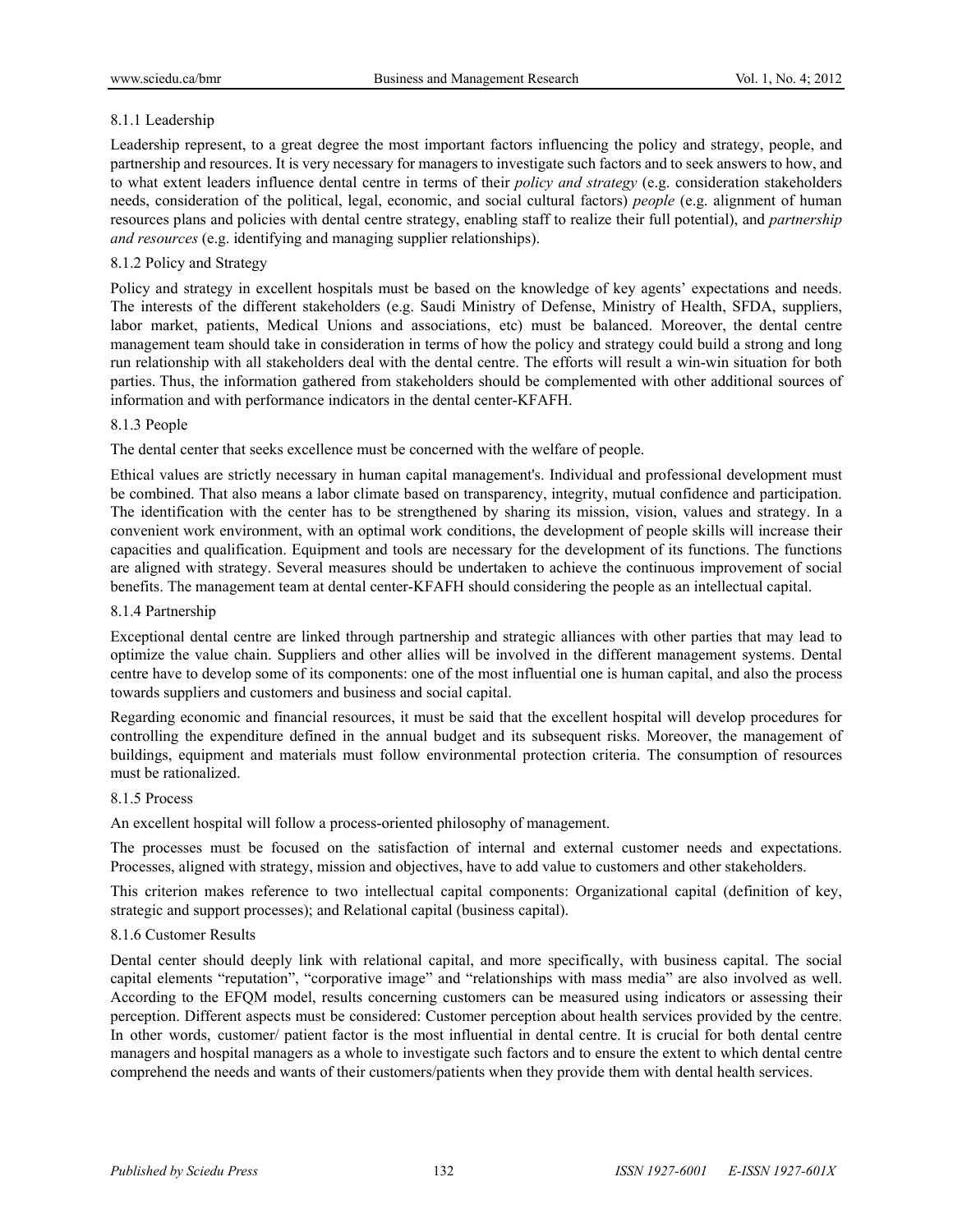#### 8.1.1 Leadership

Leadership represent, to a great degree the most important factors influencing the policy and strategy, people, and partnership and resources. It is very necessary for managers to investigate such factors and to seek answers to how, and to what extent leaders influence dental centre in terms of their *policy and strategy* (e.g. consideration stakeholders needs, consideration of the political, legal, economic, and social cultural factors) *people* (e.g. alignment of human resources plans and policies with dental centre strategy, enabling staff to realize their full potential), and *partnership and resources* (e.g. identifying and managing supplier relationships).

#### 8.1.2 Policy and Strategy

Policy and strategy in excellent hospitals must be based on the knowledge of key agents' expectations and needs. The interests of the different stakeholders (e.g. Saudi Ministry of Defense, Ministry of Health, SFDA, suppliers, labor market, patients, Medical Unions and associations, etc) must be balanced. Moreover, the dental centre management team should take in consideration in terms of how the policy and strategy could build a strong and long run relationship with all stakeholders deal with the dental centre. The efforts will result a win-win situation for both parties. Thus, the information gathered from stakeholders should be complemented with other additional sources of information and with performance indicators in the dental center-KFAFH.

#### 8.1.3 People

The dental center that seeks excellence must be concerned with the welfare of people.

Ethical values are strictly necessary in human capital management's. Individual and professional development must be combined. That also means a labor climate based on transparency, integrity, mutual confidence and participation. The identification with the center has to be strengthened by sharing its mission, vision, values and strategy. In a convenient work environment, with an optimal work conditions, the development of people skills will increase their capacities and qualification. Equipment and tools are necessary for the development of its functions. The functions are aligned with strategy. Several measures should be undertaken to achieve the continuous improvement of social benefits. The management team at dental center-KFAFH should considering the people as an intellectual capital.

#### 8.1.4 Partnership

Exceptional dental centre are linked through partnership and strategic alliances with other parties that may lead to optimize the value chain. Suppliers and other allies will be involved in the different management systems. Dental centre have to develop some of its components: one of the most influential one is human capital, and also the process towards suppliers and customers and business and social capital.

Regarding economic and financial resources, it must be said that the excellent hospital will develop procedures for controlling the expenditure defined in the annual budget and its subsequent risks. Moreover, the management of buildings, equipment and materials must follow environmental protection criteria. The consumption of resources must be rationalized.

#### 8.1.5 Process

An excellent hospital will follow a process-oriented philosophy of management.

The processes must be focused on the satisfaction of internal and external customer needs and expectations. Processes, aligned with strategy, mission and objectives, have to add value to customers and other stakeholders.

This criterion makes reference to two intellectual capital components: Organizational capital (definition of key, strategic and support processes); and Relational capital (business capital).

#### 8.1.6 Customer Results

Dental center should deeply link with relational capital, and more specifically, with business capital. The social capital elements "reputation", "corporative image" and "relationships with mass media" are also involved as well. According to the EFQM model, results concerning customers can be measured using indicators or assessing their perception. Different aspects must be considered: Customer perception about health services provided by the centre. In other words, customer/ patient factor is the most influential in dental centre. It is crucial for both dental centre managers and hospital managers as a whole to investigate such factors and to ensure the extent to which dental centre comprehend the needs and wants of their customers/patients when they provide them with dental health services.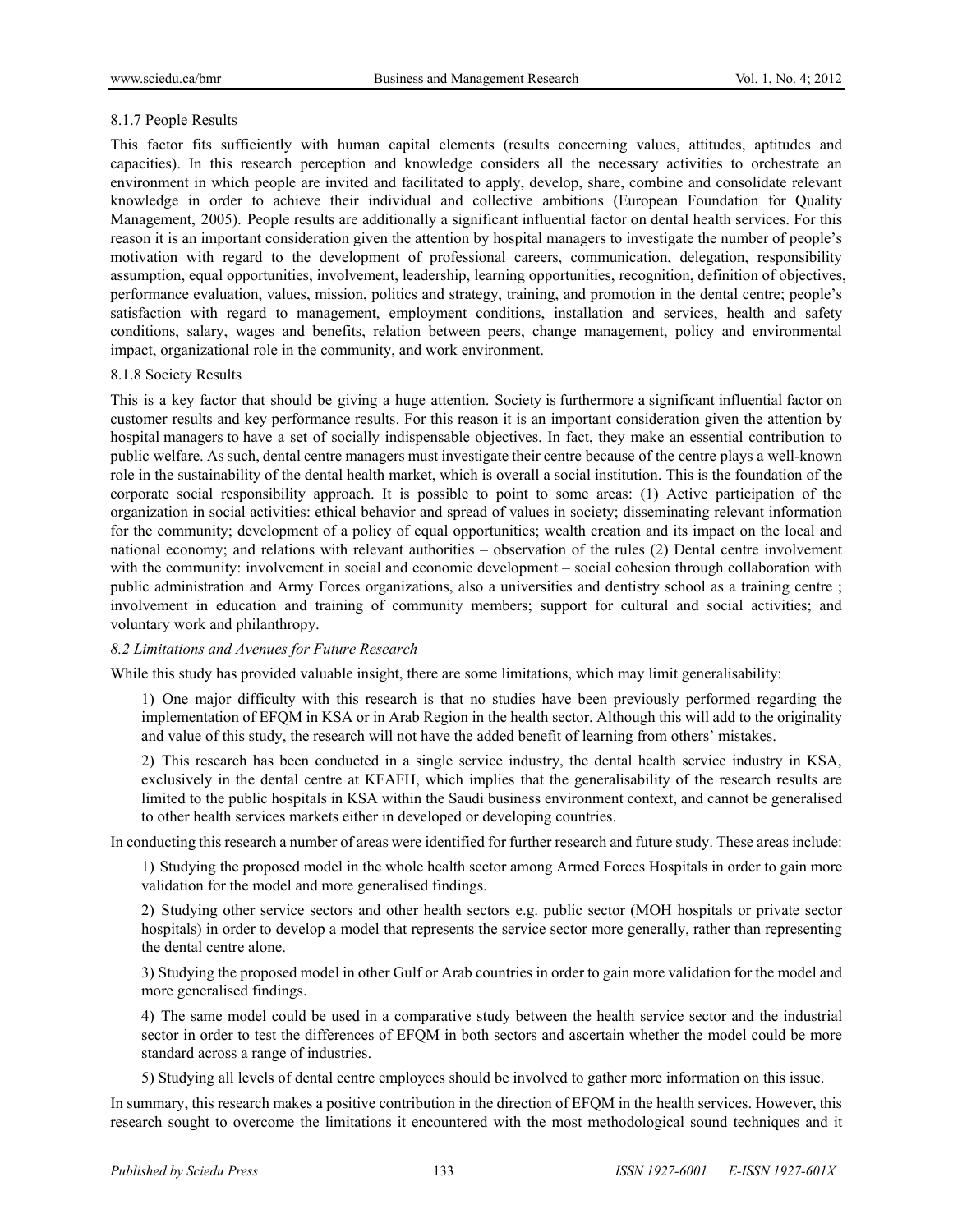8.1.7 People Results

This factor fits sufficiently with human capital elements (results concerning values, attitudes, aptitudes and capacities). In this research perception and knowledge considers all the necessary activities to orchestrate an environment in which people are invited and facilitated to apply, develop, share, combine and consolidate relevant knowledge in order to achieve their individual and collective ambitions (European Foundation for Quality Management, 2005). People results are additionally a significant influential factor on dental health services. For this reason it is an important consideration given the attention by hospital managers to investigate the number of people's motivation with regard to the development of professional careers, communication, delegation, responsibility assumption, equal opportunities, involvement, leadership, learning opportunities, recognition, definition of objectives, performance evaluation, values, mission, politics and strategy, training, and promotion in the dental centre; people's satisfaction with regard to management, employment conditions, installation and services, health and safety conditions, salary, wages and benefits, relation between peers, change management, policy and environmental impact, organizational role in the community, and work environment.

8.1.8 Society Results

This is a key factor that should be giving a huge attention. Society is furthermore a significant influential factor on customer results and key performance results. For this reason it is an important consideration given the attention by hospital managers to have a set of socially indispensable objectives. In fact, they make an essential contribution to public welfare. As such, dental centre managers must investigate their centre because of the centre plays a well-known role in the sustainability of the dental health market, which is overall a social institution. This is the foundation of the corporate social responsibility approach. It is possible to point to some areas: (1) Active participation of the organization in social activities: ethical behavior and spread of values in society; disseminating relevant information for the community; development of a policy of equal opportunities; wealth creation and its impact on the local and national economy; and relations with relevant authorities – observation of the rules (2) Dental centre involvement with the community: involvement in social and economic development – social cohesion through collaboration with public administration and Army Forces organizations, also a universities and dentistry school as a training centre ; involvement in education and training of community members; support for cultural and social activities; and voluntary work and philanthropy.

*8.2 Limitations and Avenues for Future Research*

While this study has provided valuable insight, there are some limitations, which may limit generalisability:

1) One major difficulty with this research is that no studies have been previously performed regarding the implementation of EFQM in KSA or in Arab Region in the health sector. Although this will add to the originality and value of this study, the research will not have the added benefit of learning from others' mistakes.

2) This research has been conducted in a single service industry, the dental health service industry in KSA, exclusively in the dental centre at KFAFH, which implies that the generalisability of the research results are limited to the public hospitals in KSA within the Saudi business environment context, and cannot be generalised to other health services markets either in developed or developing countries.

In conducting this research a number of areas were identified for further research and future study. These areas include:

1) Studying the proposed model in the whole health sector among Armed Forces Hospitals in order to gain more validation for the model and more generalised findings.

2) Studying other service sectors and other health sectors e.g. public sector (MOH hospitals or private sector hospitals) in order to develop a model that represents the service sector more generally, rather than representing the dental centre alone.

3) Studying the proposed model in other Gulf or Arab countries in order to gain more validation for the model and more generalised findings.

4) The same model could be used in a comparative study between the health service sector and the industrial sector in order to test the differences of EFQM in both sectors and ascertain whether the model could be more standard across a range of industries.

5) Studying all levels of dental centre employees should be involved to gather more information on this issue.

In summary, this research makes a positive contribution in the direction of EFQM in the health services. However, this research sought to overcome the limitations it encountered with the most methodological sound techniques and it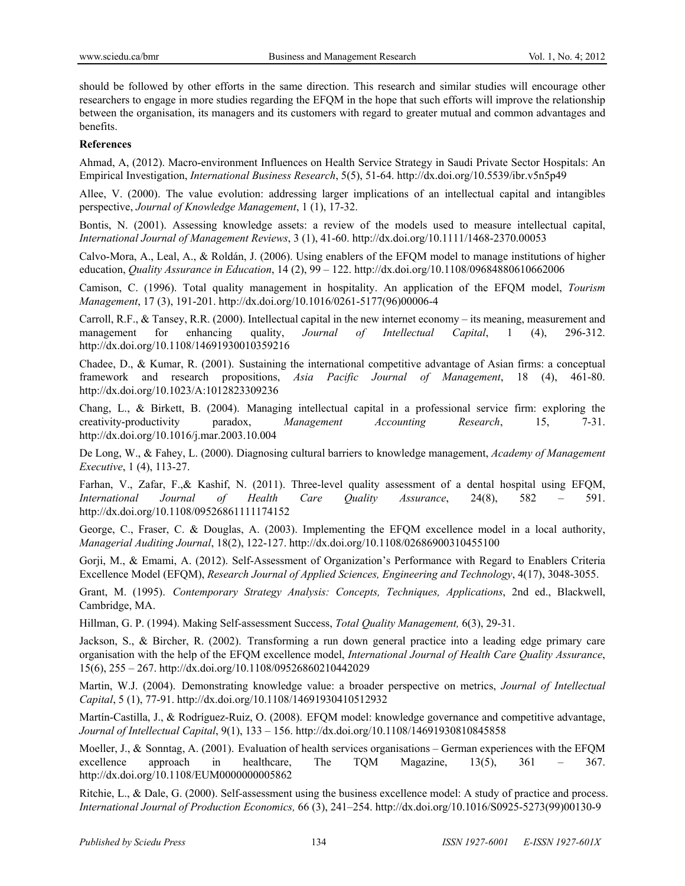should be followed by other efforts in the same direction. This research and similar studies will encourage other researchers to engage in more studies regarding the EFQM in the hope that such efforts will improve the relationship between the organisation, its managers and its customers with regard to greater mutual and common advantages and benefits.

**References**

Ahmad, A, (2012). Macro-environment Influences on Health Service Strategy in Saudi Private Sector Hospitals: An Empirical Investigation, *International Business Research*, 5(5), 51-64. http://dx.doi.org/10.5539/ibr.v5n5p49

Allee, V. (2000). The value evolution: addressing larger implications of an intellectual capital and intangibles perspective, *Journal of Knowledge Management*, 1 (1), 17-32.

Bontis, N. (2001). Assessing knowledge assets: a review of the models used to measure intellectual capital, *International Journal of Management Reviews*, 3 (1), 41-60. http://dx.doi.org/10.1111/1468-2370.00053

Calvo-Mora, A., Leal, A., & Roldán, J. (2006). Using enablers of the EFQM model to manage institutions of higher education, *Quality Assurance in Education*, 14 (2), 99 – 122. http://dx.doi.org/10.1108/09684880610662006

Camison, C. (1996). Total quality management in hospitality. An application of the EFQM model, *Tourism Management*, 17 (3), 191-201. http://dx.doi.org/10.1016/0261-5177(96)00006-4

Carroll, R.F., & Tansey, R.R. (2000). Intellectual capital in the new internet economy – its meaning, measurement and management for enhancing quality, *Journal of Intellectual Capital*, 1 (4), 296-312. http://dx.doi.org/10.1108/14691930010359216

Chadee, D., & Kumar, R. (2001). Sustaining the international competitive advantage of Asian firms: a conceptual framework and research propositions, *Asia Pacific Journal of Management*, 18 (4), 461-80. http://dx.doi.org/10.1023/A:1012823309236

Chang, L., & Birkett, B. (2004). Managing intellectual capital in a professional service firm: exploring the creativity-productivity paradox, *Management Accounting Research*, 15, 7-31. http://dx.doi.org/10.1016/j.mar.2003.10.004

De Long, W., & Fahey, L. (2000). Diagnosing cultural barriers to knowledge management, *Academy of Management Executive*, 1 (4), 113-27.

Farhan, V., Zafar, F.,& Kashif, N. (2011). Three-level quality assessment of a dental hospital using EFQM, *International Journal of Health Care Quality Assurance*, 24(8), 582 – 591. http://dx.doi.org/10.1108/09526861111174152

George, C., Fraser, C. & Douglas, A. (2003). Implementing the EFQM excellence model in a local authority, *Managerial Auditing Journal*, 18(2), 122-127. http://dx.doi.org/10.1108/02686900310455100

Gorji, M., & Emami, A. (2012). Self-Assessment of Organization's Performance with Regard to Enablers Criteria Excellence Model (EFQM), *Research Journal of Applied Sciences, Engineering and Technology*, 4(17), 3048-3055.

Grant, M. (1995). *Contemporary Strategy Analysis: Concepts, Techniques, Applications*, 2nd ed., Blackwell, Cambridge, MA.

Hillman, G. P. (1994). Making Self-assessment Success, *Total Quality Management,* 6(3), 29-31.

Jackson, S., & Bircher, R. (2002). Transforming a run down general practice into a leading edge primary care organisation with the help of the EFQM excellence model, *International Journal of Health Care Quality Assurance*, 15(6), 255 – 267. http://dx.doi.org/10.1108/09526860210442029

Martin, W.J. (2004). Demonstrating knowledge value: a broader perspective on metrics, *Journal of Intellectual Capital*, 5 (1), 77-91. http://dx.doi.org/10.1108/14691930410512932

Martín-Castilla, J., & Rodríguez-Ruiz, O. (2008). EFQM model: knowledge governance and competitive advantage, *Journal of Intellectual Capital*, 9(1), 133 – 156. http://dx.doi.org/10.1108/14691930810845858

Moeller, J., & Sonntag, A. (2001). Evaluation of health services organisations – German experiences with the EFQM excellence approach in healthcare, The TQM Magazine, 13(5), 361 – 367. http://dx.doi.org/10.1108/EUM0000000005862

Ritchie, L., & Dale, G. (2000). Self-assessment using the business excellence model: A study of practice and process. *International Journal of Production Economics,* 66 (3), 241–254. http://dx.doi.org/10.1016/S0925-5273(99)00130-9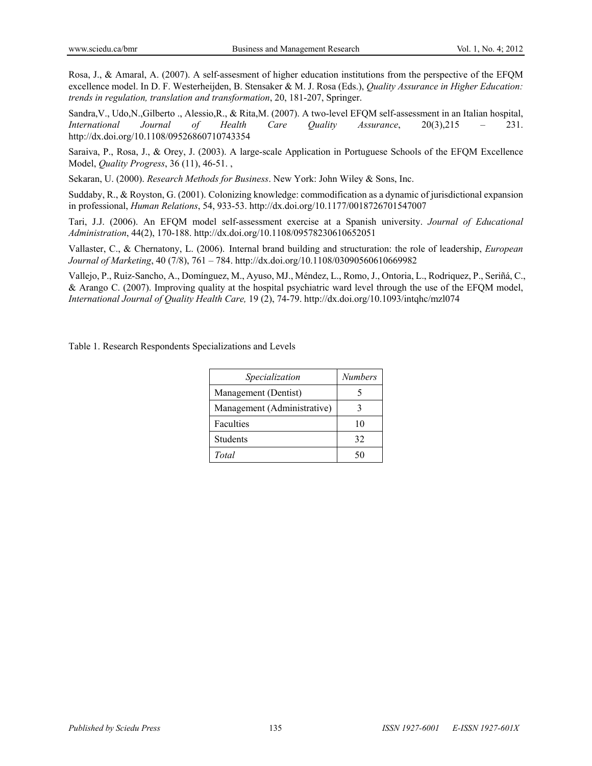Rosa, J., & Amaral, A. (2007). A self-assesment of higher education institutions from the perspective of the EFQM excellence model. In D. F. Westerheijden, B. Stensaker & M. J. Rosa (Eds.), *Quality Assurance in Higher Education: trends in regulation, translation and transformation*, 20, 181-207, Springer.

Sandra,V., Udo,N.,Gilberto ., Alessio,R., & Rita,M. (2007). A two-level EFQM self-assessment in an Italian hospital, *International Journal of Health Care Quality Assurance*, 20(3),215 – 231. http://dx.doi.org/10.1108/09526860710743354

Saraiva, P., Rosa, J., & Orey, J. (2003). A large-scale Application in Portuguese Schools of the EFQM Excellence Model, *Quality Progress*, 36 (11), 46-51. ,

Sekaran, U. (2000). *Research Methods for Business*. New York: John Wiley & Sons, Inc.

Suddaby, R., & Royston, G. (2001). Colonizing knowledge: commodification as a dynamic of jurisdictional expansion in professional, *Human Relations*, 54, 933-53. http://dx.doi.org/10.1177/0018726701547007

Tari, J.J. (2006). An EFQM model self-assessment exercise at a Spanish university. *Journal of Educational Administration*, 44(2), 170-188. http://dx.doi.org/10.1108/09578230610652051

Vallaster, C., & Chernatony, L. (2006). Internal brand building and structuration: the role of leadership, *European Journal of Marketing*, 40 (7/8), 761 – 784. http://dx.doi.org/10.1108/03090560610669982

Vallejo, P., Ruiz-Sancho, A., Domínguez, M., Ayuso, MJ., Méndez, L., Romo, J., Ontoria, L., Rodriquez, P., Seriñá, C., & Arango C. (2007). Improving quality at the hospital psychiatric ward level through the use of the EFQM model, *International Journal of Quality Health Care,* 19 (2), 74-79. http://dx.doi.org/10.1093/intqhc/mzl074

Table 1. Research Respondents Specializations and Levels

| *Specialization* | *Numbers* |
|---|---|
| Management (Dentist) | 5 |
| Management (Administrative) | 3 |
| Faculties | 10 |
| Students | 32 |
| *Total* | 50 |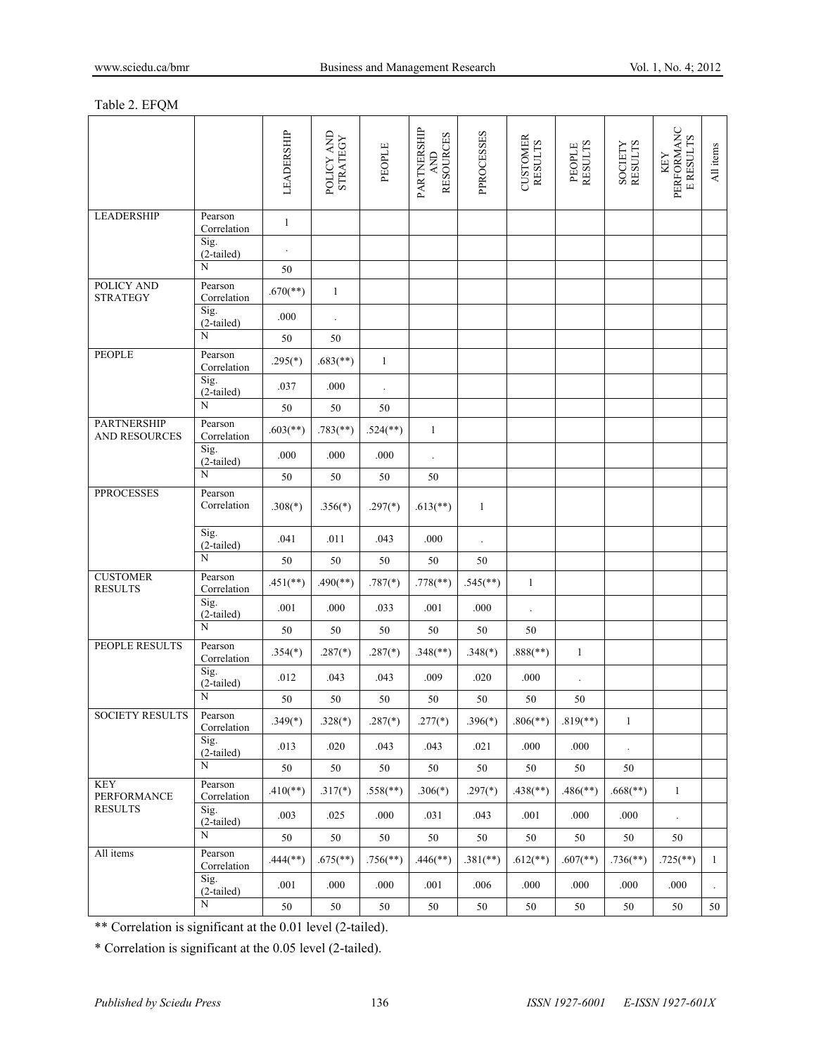Table 2. EFQM

| | | LEADERSHIP | POLICY AND STRATEGY | PEOPLE | PARTNERSHIP AND RESOURCES | PPROCESSES | CUSTOMER RESULTS | PEOPLE RESULTS | SOCIETY RESULTS | KEY PERFORMANCE RESULTS | All items |
|---|---|---|---|---|---|---|---|---|---|---|---|
| LEADERSHIP | Pearson Correlation | 1 | | | | | | | | | |
| | Sig. (2-tailed) | . | | | | | | | | | |
| | N | 50 | | | | | | | | | |
| POLICY AND STRATEGY | Pearson Correlation | .670(**) | 1 | | | | | | | | |
| | Sig. (2-tailed) | .000 | . | | | | | | | | |
| | N | 50 | 50 | | | | | | | | |
| PEOPLE | Pearson Correlation | .295(*) | .683(**) | 1 | | | | | | | |
| | Sig. (2-tailed) | .037 | .000 | . | | | | | | | |
| | N | 50 | 50 | 50 | | | | | | | |
| PARTNERSHIP AND RESOURCES | Pearson Correlation | .603(**) | .783(**) | .524(**) | 1 | | | | | | |
| | Sig. (2-tailed) | .000 | .000 | .000 | . | | | | | | |
| | N | 50 | 50 | 50 | 50 | | | | | | |
| PPROCESSES | Pearson Correlation | .308(*) | .356(*) | .297(*) | .613(**) | 1 | | | | | |
| | Sig. (2-tailed) | .041 | .011 | .043 | .000 | . | | | | | |
| | N | 50 | 50 | 50 | 50 | 50 | | | | | |
| CUSTOMER RESULTS | Pearson Correlation | .451(**) | .490(**) | .787(*) | .778(**) | .545(**) | 1 | | | | |
| | Sig. (2-tailed) | .001 | .000 | .033 | .001 | .000 | . | | | | |
| | N | 50 | 50 | 50 | 50 | 50 | 50 | | | | |
| PEOPLE RESULTS | Pearson Correlation | .354(*) | .287(*) | .287(*) | .348(**) | .348(*) | .888(**) | 1 | | | |
| | Sig. (2-tailed) | .012 | .043 | .043 | .009 | .020 | .000 | . | | | |
| | N | 50 | 50 | 50 | 50 | 50 | 50 | 50 | | | |
| SOCIETY RESULTS | Pearson Correlation | .349(*) | .328(*) | .287(*) | .277(*) | .396(*) | .806(**) | .819(**) | 1 | | |
| | Sig. (2-tailed) | .013 | .020 | .043 | .043 | .021 | .000 | .000 | . | | |
| | N | 50 | 50 | 50 | 50 | 50 | 50 | 50 | 50 | | |
| KEY PERFORMANCE RESULTS | Pearson Correlation | .410(**) | .317(*) | .558(**) | .306(*) | .297(*) | .438(**) | .486(**) | .668(**) | 1 | |
| | Sig. (2-tailed) | .003 | .025 | .000 | .031 | .043 | .001 | .000 | .000 | . | |
| | N | 50 | 50 | 50 | 50 | 50 | 50 | 50 | 50 | 50 | |
| All items | Pearson Correlation | .444(**) | .675(**) | .756(**) | .446(**) | .381(**) | .612(**) | .607(**) | .736(**) | .725(**) | 1 |
| | Sig. (2-tailed) | .001 | .000 | .000 | .001 | .006 | .000 | .000 | .000 | .000 | . |
| | N | 50 | 50 | 50 | 50 | 50 | 50 | 50 | 50 | 50 | 50 |

** Correlation is significant at the 0.01 level (2-tailed).

* Correlation is significant at the 0.05 level (2-tailed).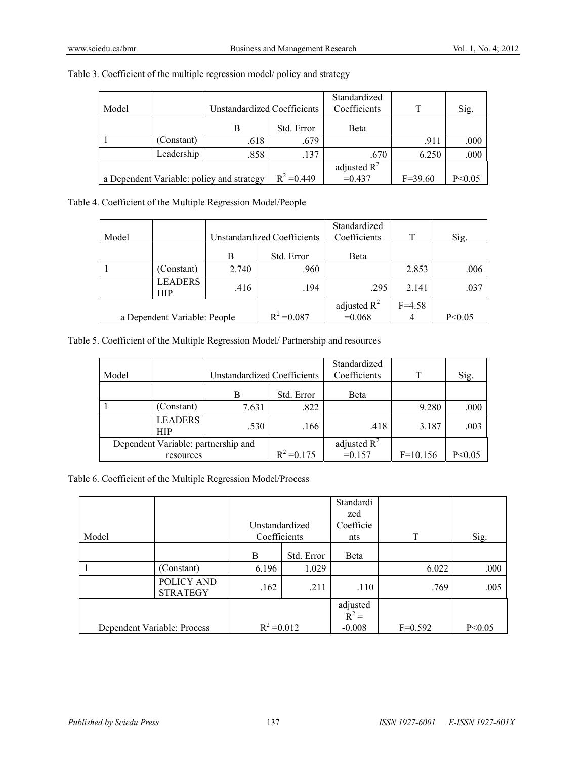Table 3. Coefficient of the multiple regression model/ policy and strategy

| Model | | Unstandardized Coefficients | | Standardized Coefficients | T | Sig. |
|---|---|---|---|---|---|---|
| | | B | Std. Error | Beta | | |
| 1 | (Constant) | .618 | .679 | | .911 | .000 |
| | Leadership | .858 | .137 | .670 | 6.250 | .000 |
| a Dependent Variable: policy and strategy | | | $R^2$ =0.449 | adjusted $R^2$ =0.437 | F=39.60 | P<0.05 |

Table 4. Coefficient of the Multiple Regression Model/People

| Model | | Unstandardized Coefficients | | Standardized Coefficients | T | Sig. |
|---|---|---|---|---|---|---|
| | | B | Std. Error | Beta | | |
| 1 | (Constant) | 2.740 | .960 | | 2.853 | .006 |
| | LEADERSHIP | .416 | .194 | .295 | 2.141 | .037 |
| a Dependent Variable: People | | | $R^2$ =0.087 | adjusted $R^2$ =0.068 | F=4.584 | P<0.05 |

Table 5. Coefficient of the Multiple Regression Model/ Partnership and resources

| Model | | Unstandardized Coefficients | | Standardized Coefficients | T | Sig. |
|---|---|---|---|---|---|---|
| | | B | Std. Error | Beta | | |
| 1 | (Constant) | 7.631 | .822 | | 9.280 | .000 |
| | LEADERSHIP | .530 | .166 | .418 | 3.187 | .003 |
| Dependent Variable: partnership and resources | | | $R^2$ =0.175 | adjusted $R^2$ =0.157 | F=10.156 | P<0.05 |

Table 6. Coefficient of the Multiple Regression Model/Process

| Model | | Unstandardized Coefficients | | Standardized Coefficients | T | Sig. |
|---|---|---|---|---|---|---|
| | | B | Std. Error | Beta | | |
| 1 | (Constant) | 6.196 | 1.029 | | 6.022 | .000 |
| | POLICY AND STRATEGY | .162 | .211 | .110 | .769 | .005 |
| Dependent Variable: Process | | $R^2$ =0.012 | | adjusted $R^2$ = -0.008 | F=0.592 | P<0.05 |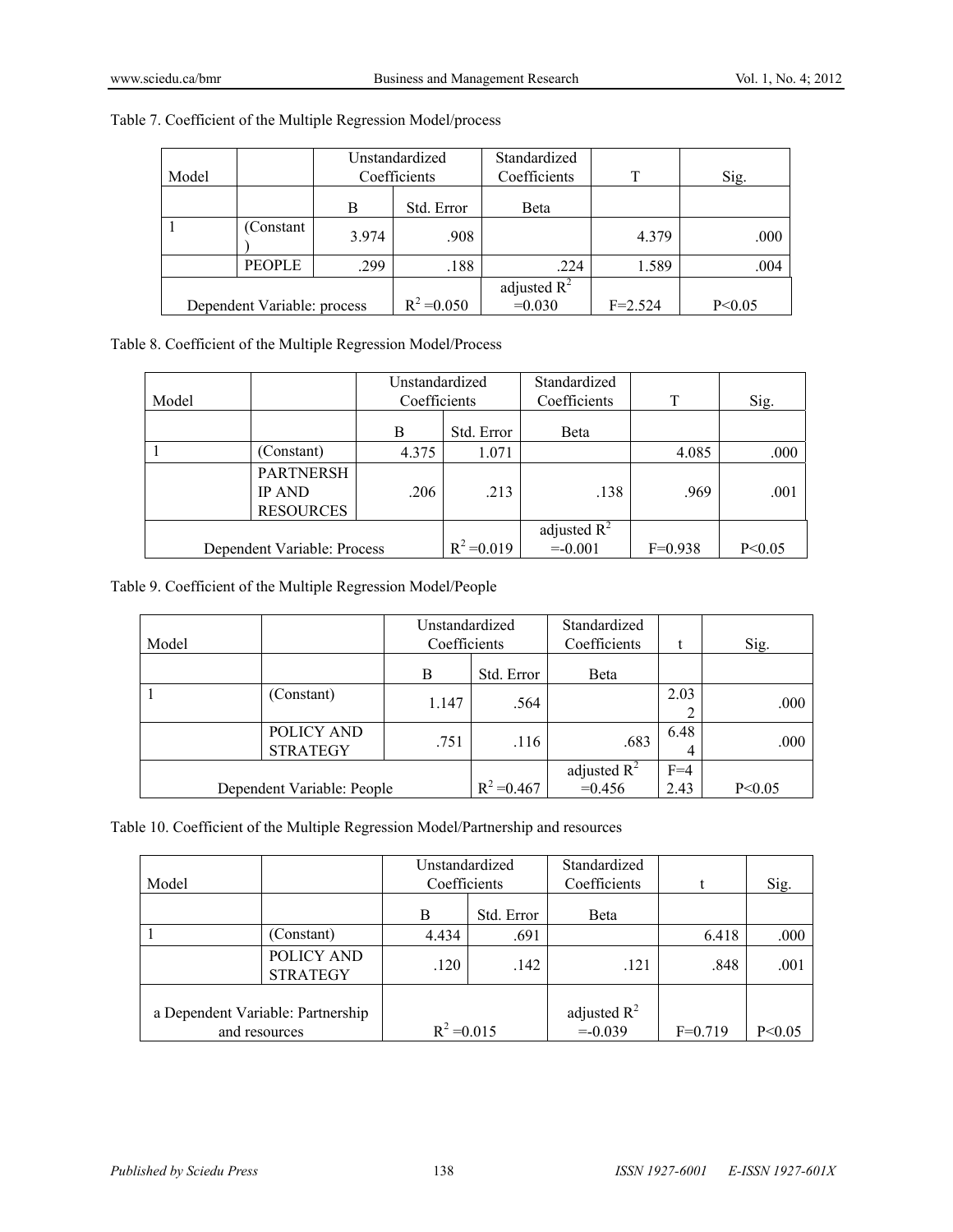Table 7. Coefficient of the Multiple Regression Model/process

| Model | | Unstandardized Coefficients | | Standardized Coefficients | T | Sig. |
|---|---|---|---|---|---|---|
| | | B | Std. Error | Beta | | |
| 1 | (Constant) | 3.974 | .908 | | 4.379 | .000 |
| | PEOPLE | .299 | .188 | .224 | 1.589 | .004 |
| Dependent Variable: process | | | $R^2$ =0.050 | adjusted $R^2$ =0.030 | F=2.524 | $P<0.05$ |

Table 8. Coefficient of the Multiple Regression Model/Process

| Model | | Unstandardized Coefficients | | Standardized Coefficients | T | Sig. |
|---|---|---|---|---|---|---|
| | | B | Std. Error | Beta | | |
| 1 | (Constant) | 4.375 | 1.071 | | 4.085 | .000 |
| | PARTNERSHIP AND RESOURCES | .206 | .213 | .138 | .969 | .001 |
| Dependent Variable: Process | | | $R^2$ =0.019 | adjusted $R^2$ =-0.001 | F=0.938 | $P<0.05$ |

Table 9. Coefficient of the Multiple Regression Model/People

| Model | | Unstandardized Coefficients | | Standardized Coefficients | t | Sig. |
|---|---|---|---|---|---|---|
| | | B | Std. Error | Beta | | |
| 1 | (Constant) | 1.147 | .564 | | 2.032 | .000 |
| | POLICY AND STRATEGY | .751 | .116 | .683 | 6.484 | .000 |
| Dependent Variable: People | | | $R^2$ =0.467 | adjusted $R^2$ =0.456 | F=42.43 | $P<0.05$ |

Table 10. Coefficient of the Multiple Regression Model/Partnership and resources

| Model | | Unstandardized Coefficients | | Standardized Coefficients | t | Sig. |
|---|---|---|---|---|---|---|
| | | B | Std. Error | Beta | | |
| 1 | (Constant) | 4.434 | .691 | | 6.418 | .000 |
| | POLICY AND STRATEGY | .120 | .142 | .121 | .848 | .001 |
| a Dependent Variable: Partnership and resources | | $R^2$ =0.015 | | adjusted $R^2$ =-0.039 | F=0.719 | $P<0.05$ |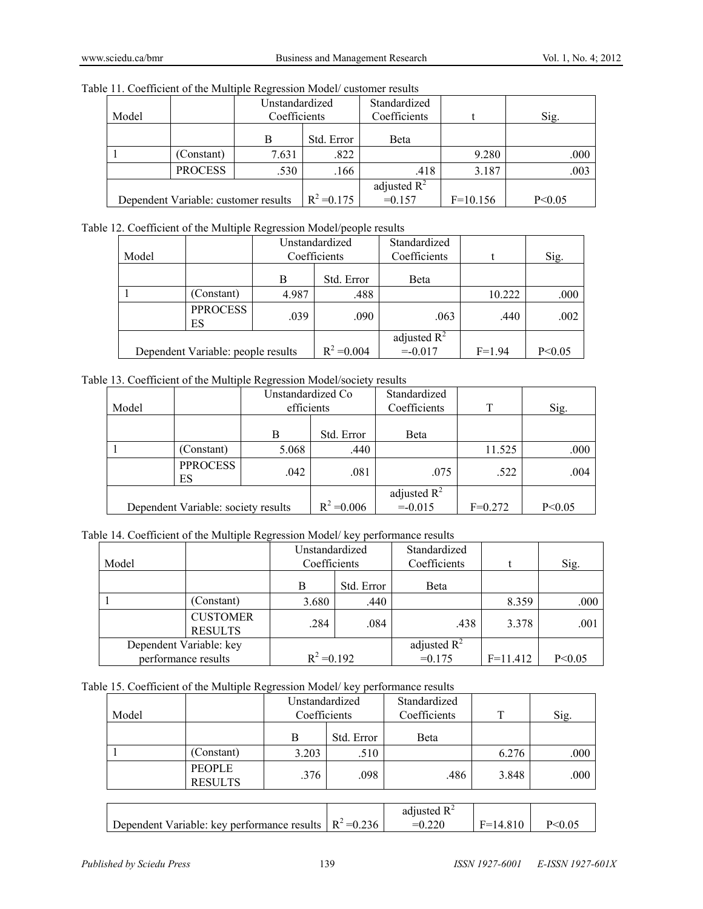Table 11. Coefficient of the Multiple Regression Model/ customer results

| Model | | Unstandardized Coefficients | | Standardized Coefficients | t | Sig. |
|---|---|---|---|---|---|---|
| | | B | Std. Error | Beta | | |
| 1 | (Constant) | 7.631 | .822 | | 9.280 | .000 |
| | PROCESS | .530 | .166 | .418 | 3.187 | .003 |
| Dependent Variable: customer results | | | $R^2$ =0.175 | adjusted $R^2$ =0.157 | F=10.156 | P<0.05 |

Table 12. Coefficient of the Multiple Regression Model/people results

| Model | | Unstandardized Coefficients | | Standardized Coefficients | t | Sig. |
|---|---|---|---|---|---|---|
| | | B | Std. Error | Beta | | |
| 1 | (Constant) | 4.987 | .488 | | 10.222 | .000 |
| | PPROCESSES | .039 | .090 | .063 | .440 | .002 |
| Dependent Variable: people results | | | $R^2$ =0.004 | adjusted $R^2$ =-0.017 | F=1.94 | P<0.05 |

Table 13. Coefficient of the Multiple Regression Model/society results

| Model | | Unstandardized Coefficients | | Standardized Coefficients | T | Sig. |
|---|---|---|---|---|---|---|
| | | B | Std. Error | Beta | | |
| 1 | (Constant) | 5.068 | .440 | | 11.525 | .000 |
| | PPROCESSES | .042 | .081 | .075 | .522 | .004 |
| Dependent Variable: society results | | | $R^2$ =0.006 | adjusted $R^2$ =-0.015 | F=0.272 | P<0.05 |

Table 14. Coefficient of the Multiple Regression Model/ key performance results

| Model | | Unstandardized Coefficients | | Standardized Coefficients | t | Sig. |
|---|---|---|---|---|---|---|
| | | B | Std. Error | Beta | | |
| 1 | (Constant) | 3.680 | .440 | | 8.359 | .000 |
| | CUSTOMER RESULTS | .284 | .084 | .438 | 3.378 | .001 |
| Dependent Variable: key performance results | | $R^2$ =0.192 | | adjusted $R^2$ =0.175 | F=11.412 | P<0.05 |

Table 15. Coefficient of the Multiple Regression Model/ key performance results

| Model | | Unstandardized Coefficients | | Standardized Coefficients | T | Sig. |
|---|---|---|---|---|---|---|
| | | B | Std. Error | Beta | | |
| 1 | (Constant) | 3.203 | .510 | | 6.276 | .000 |
| | PEOPLE RESULTS | .376 | .098 | .486 | 3.848 | .000 |
| Dependent Variable: key performance results | | | $R^2$ =0.236 | adjusted $R^2$ =0.220 | F=14.810 | P<0.05 |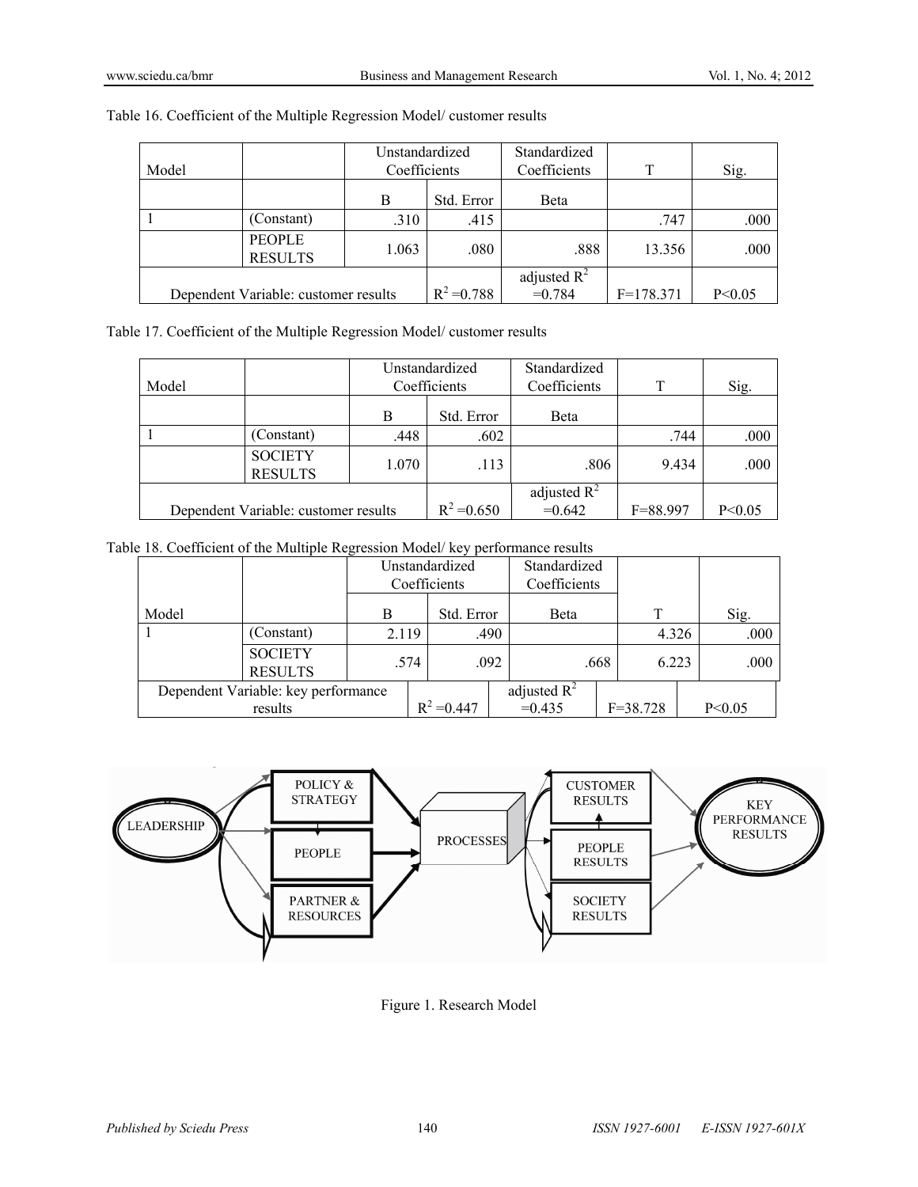Table 16. Coefficient of the Multiple Regression Model/ customer results

| Model | | Unstandardized Coefficients | | Standardized Coefficients | T | Sig. |
|---|---|---|---|---|---|---|
| | | B | Std. Error | Beta | | |
| 1 | (Constant) | .310 | .415 | | .747 | .000 |
| | PEOPLE RESULTS | 1.063 | .080 | .888 | 13.356 | .000 |
| Dependent Variable: customer results | | | $R^2$ =0.788 | adjusted $R^2$ =0.784 | F=178.371 | P<0.05 |

Table 17. Coefficient of the Multiple Regression Model/ customer results

| Model | | Unstandardized Coefficients | | Standardized Coefficients | T | Sig. |
|---|---|---|---|---|---|---|
| | | B | Std. Error | Beta | | |
| 1 | (Constant) | .448 | .602 | | .744 | .000 |
| | SOCIETY RESULTS | 1.070 | .113 | .806 | 9.434 | .000 |
| Dependent Variable: customer results | | | $R^2$ =0.650 | adjusted $R^2$ =0.642 | F=88.997 | P<0.05 |

Table 18. Coefficient of the Multiple Regression Model/ key performance results

| Model | | Unstandardized Coefficients | | Standardized Coefficients | T | Sig. |
|---|---|---|---|---|---|---|
| | | B | Std. Error | Beta | | |
| 1 | (Constant) | 2.119 | .490 | | 4.326 | .000 |
| | SOCIETY RESULTS | .574 | .092 | .668 | 6.223 | .000 |
| Dependent Variable: key performance results | | | $R^2$ =0.447 | adjusted $R^2$ =0.435 | F=38.728 | P<0.05 |

LEADERSHIP

POLICY & STRATEGY

PEOPLE

PARTNER & RESOURCES

PROCESSES

CUSTOMER RESULTS

PEOPLE RESULTS

SOCIETY RESULTS

KEY PERFORMANCE RESULTS

Figure 1. Research Model